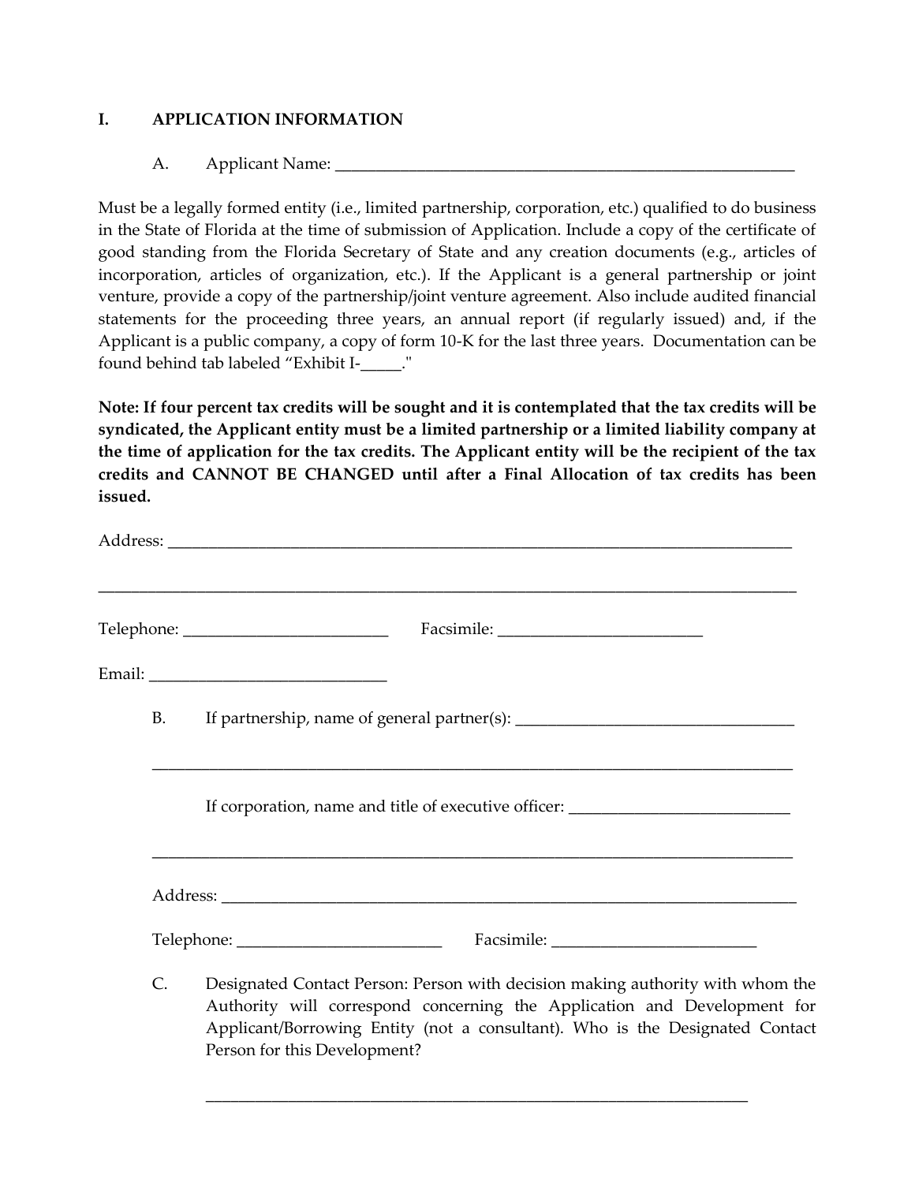# I. APPLICATION INFORMATION

A. Applicant Name: ____________________________________________________________

Must be a legally formed entity (i.e., limited partnership, corporation, etc.) qualified to do business in the State of Florida at the time of submission of Application. Include a copy of the certificate of good standing from the Florida Secretary of State and any creation documents (e.g., articles of incorporation, articles of organization, etc.). If the Applicant is a general partnership or joint venture, provide a copy of the partnership/joint venture agreement. Also include audited financial statements for the proceeding three years, an annual report (if regularly issued) and, if the Applicant is a public company, a copy of form 10-K for the last three years. Documentation can be found behind tab labeled "Exhibit I-_____."

**Note: If four percent tax credits will be sought and it is contemplated that the tax credits will be syndicated, the Applicant entity must be a limited partnership or a limited liability company at the time of application for the tax credits. The Applicant entity will be the recipient of the tax credits and CANNOT BE CHANGED until after a Final Allocation of tax credits has been issued.**

Address: ________________________________________________________________________________

_________________________________________________________________________________________

Telephone: __________________________ Facsimile: __________________________

Email: ______________________________

B. If partnership, name of general partner(s): ___________________________________

_________________________________________________________________________________

If corporation, name and title of executive officer: ___________________________

_________________________________________________________________________________

Address: ____________________________________________________________________________

Telephone: __________________________ Facsimile: __________________________

C. Designated Contact Person: Person with decision making authority with whom the Authority will correspond concerning the Application and Development for Applicant/Borrowing Entity (not a consultant). Who is the Designated Contact Person for this Development?

_____________________________________________________________________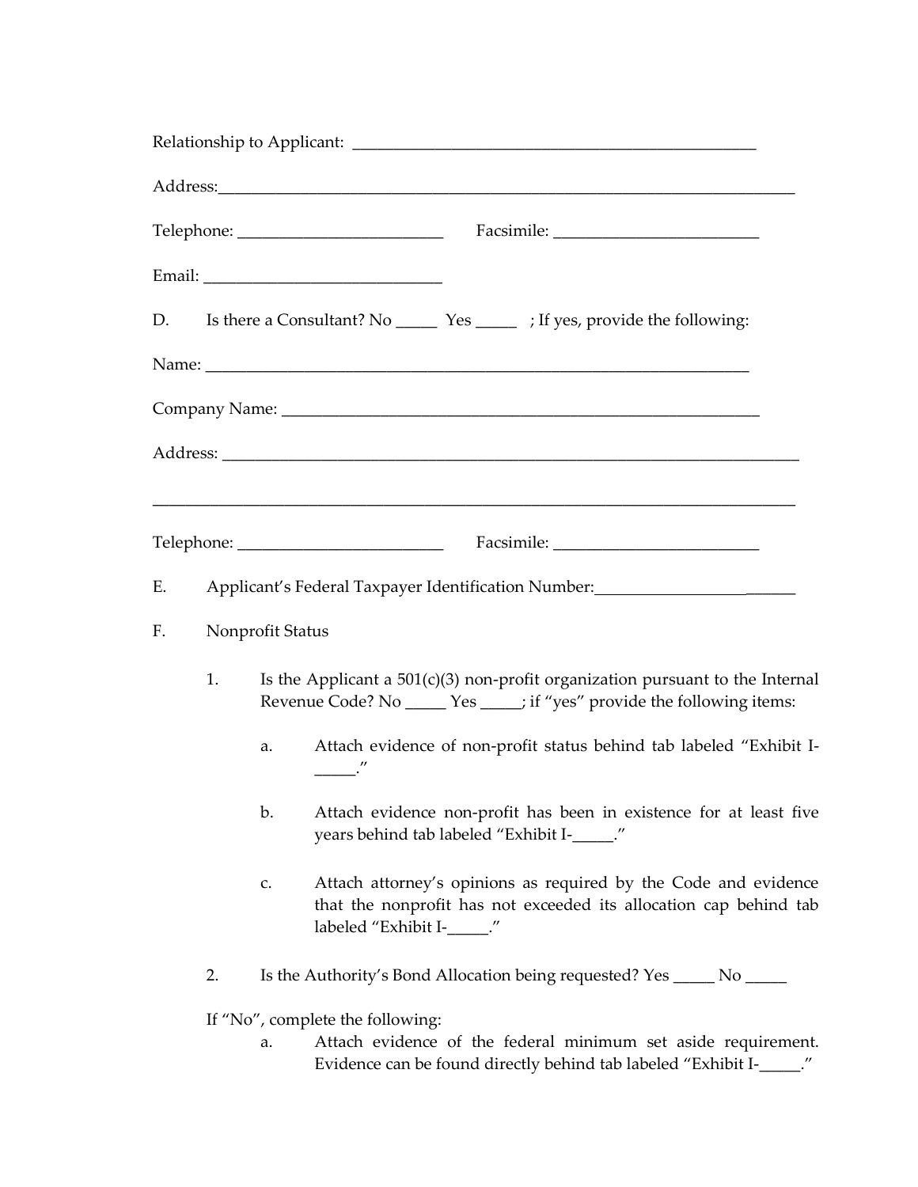Relationship to Applicant: _______________________________________________

Address:_____________________________________________________________________

Telephone: ________________________ Facsimile: ________________________

Email: ___________________________

D. Is there a Consultant? No _____ Yes _____ ; If yes, provide the following:

Name: ______________________________________________________________

Company Name: ______________________________________________________

Address: ____________________________________________________________________

_____________________________________________________________________________

Telephone: ________________________ Facsimile: ________________________

E. Applicant's Federal Taxpayer Identification Number:________________________

F. Nonprofit Status

1. Is the Applicant a 501(c)(3) non-profit organization pursuant to the Internal Revenue Code? No _____ Yes _____; if "yes" provide the following items:

   a. Attach evidence of non-profit status behind tab labeled "Exhibit I-_____."

   b. Attach evidence non-profit has been in existence for at least five years behind tab labeled "Exhibit I-_____."

   c. Attach attorney's opinions as required by the Code and evidence that the nonprofit has not exceeded its allocation cap behind tab labeled "Exhibit I-_____."

2. Is the Authority's Bond Allocation being requested? Yes _____ No _____

If "No", complete the following:

   a. Attach evidence of the federal minimum set aside requirement. Evidence can be found directly behind tab labeled "Exhibit I-_____."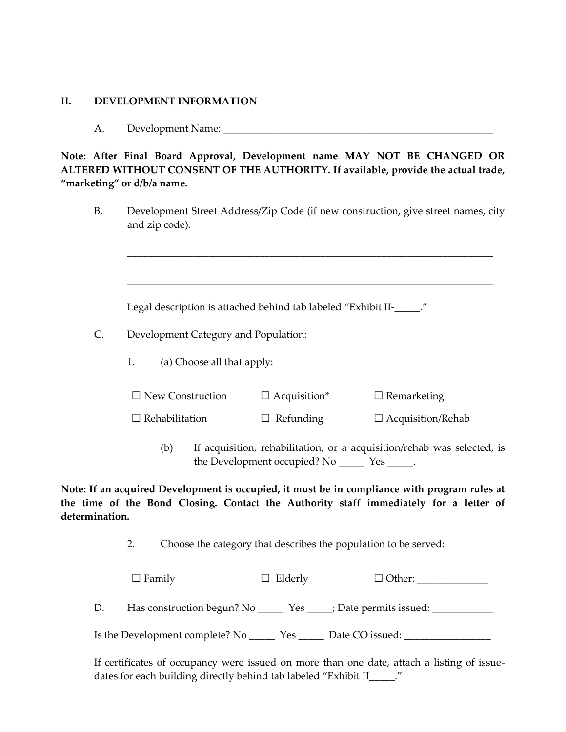## II. DEVELOPMENT INFORMATION

A. Development Name: _______________________________________________________

**Note: After Final Board Approval, Development name MAY NOT BE CHANGED OR ALTERED WITHOUT CONSENT OF THE AUTHORITY. If available, provide the actual trade, "marketing" or d/b/a name.**

B. Development Street Address/Zip Code (if new construction, give street names, city and zip code).

_____________________________________________________________________________

_____________________________________________________________________________

Legal description is attached behind tab labeled "Exhibit II-_____."

C. Development Category and Population:

1. (a) Choose all that apply:

| | | |
|---|---|---|
| ☐ New Construction | ☐ Acquisition* | ☐ Remarketing |
| ☐ Rehabilitation | ☐ Refunding | ☐ Acquisition/Rehab |

(b) If acquisition, rehabilitation, or a acquisition/rehab was selected, is the Development occupied? No _____ Yes _____.

**Note: If an acquired Development is occupied, it must be in compliance with program rules at the time of the Bond Closing. Contact the Authority staff immediately for a letter of determination.**

2. Choose the category that describes the population to be served:

| | | |
|---|---|---|
| ☐ Family | ☐ Elderly | ☐ Other: ______________ |

D. Has construction begun? No _____ Yes _____; Date permits issued: ____________

Is the Development complete? No _____ Yes _____ Date CO issued: _________________

If certificates of occupancy were issued on more than one date, attach a listing of issue-dates for each building directly behind tab labeled "Exhibit II_____."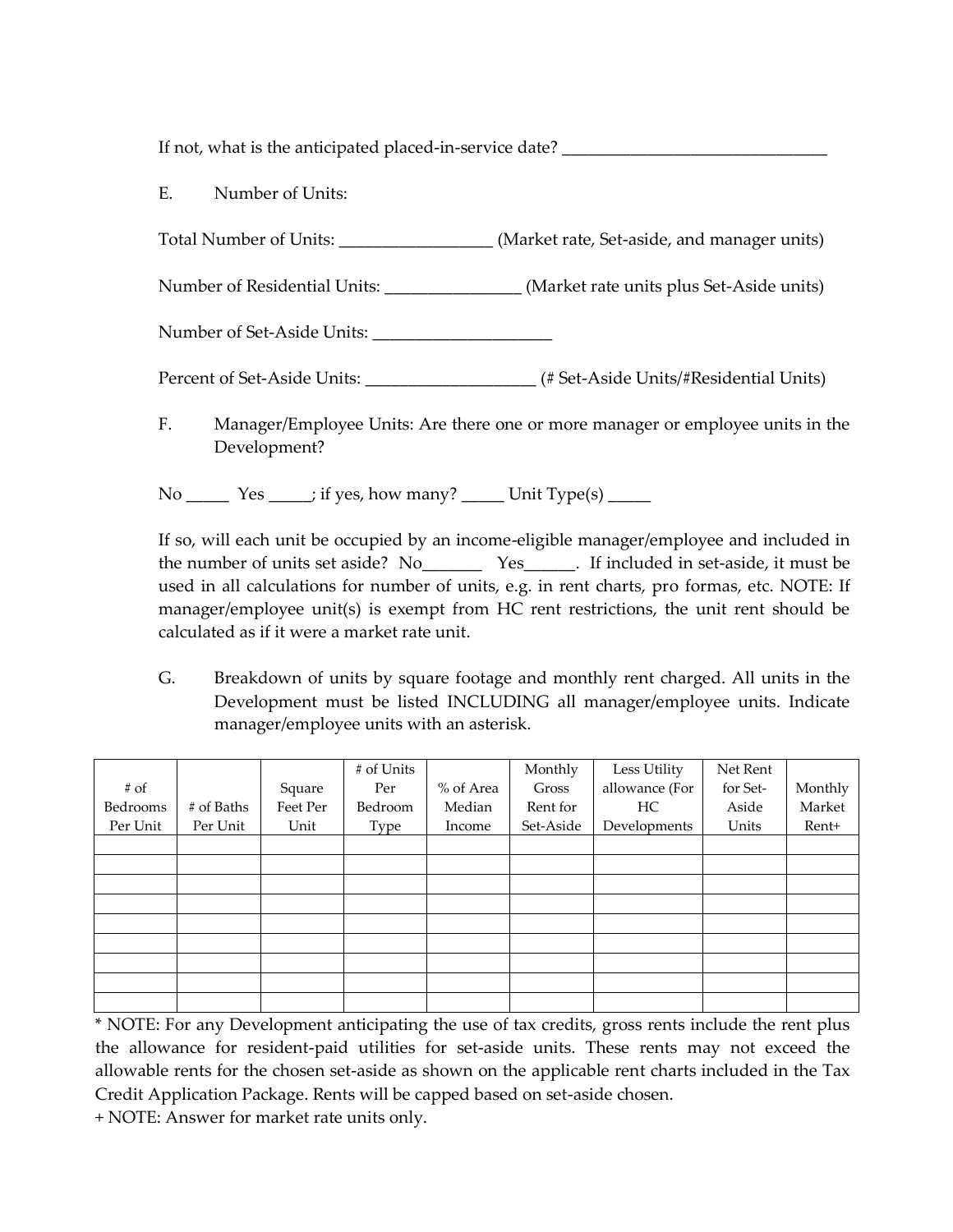If not, what is the anticipated placed-in-service date? _______________________________

E. Number of Units:

Total Number of Units: __________________ (Market rate, Set-aside, and manager units)

Number of Residential Units: ________________ (Market rate units plus Set-Aside units)

Number of Set-Aside Units: _____________________

Percent of Set-Aside Units: ____________________ (# Set-Aside Units/#Residential Units)

F. Manager/Employee Units: Are there one or more manager or employee units in the Development?

No _____ Yes _____; if yes, how many? _____ Unit Type(s) _____

If so, will each unit be occupied by an income-eligible manager/employee and included in the number of units set aside? No_______ Yes______. If included in set-aside, it must be used in all calculations for number of units, e.g. in rent charts, pro formas, etc. NOTE: If manager/employee unit(s) is exempt from HC rent restrictions, the unit rent should be calculated as if it were a market rate unit.

G. Breakdown of units by square footage and monthly rent charged. All units in the Development must be listed INCLUDING all manager/employee units. Indicate manager/employee units with an asterisk.

| # of Bedrooms Per Unit | # of Baths Per Unit | Square Feet Per Unit | # of Units Per Bedroom Type | % of Area Median Income | Monthly Gross Rent for Set-Aside | Less Utility allowance (For HC Developments | Net Rent for Set-Aside Units | Monthly Market Rent+ |
|---|---|---|---|---|---|---|---|---|
| | | | | | | | | |
| | | | | | | | | |
| | | | | | | | | |
| | | | | | | | | |
| | | | | | | | | |
| | | | | | | | | |
| | | | | | | | | |
| | | | | | | | | |
| | | | | | | | | |

* NOTE: For any Development anticipating the use of tax credits, gross rents include the rent plus the allowance for resident-paid utilities for set-aside units. These rents may not exceed the allowable rents for the chosen set-aside as shown on the applicable rent charts included in the Tax Credit Application Package. Rents will be capped based on set-aside chosen.

+ NOTE: Answer for market rate units only.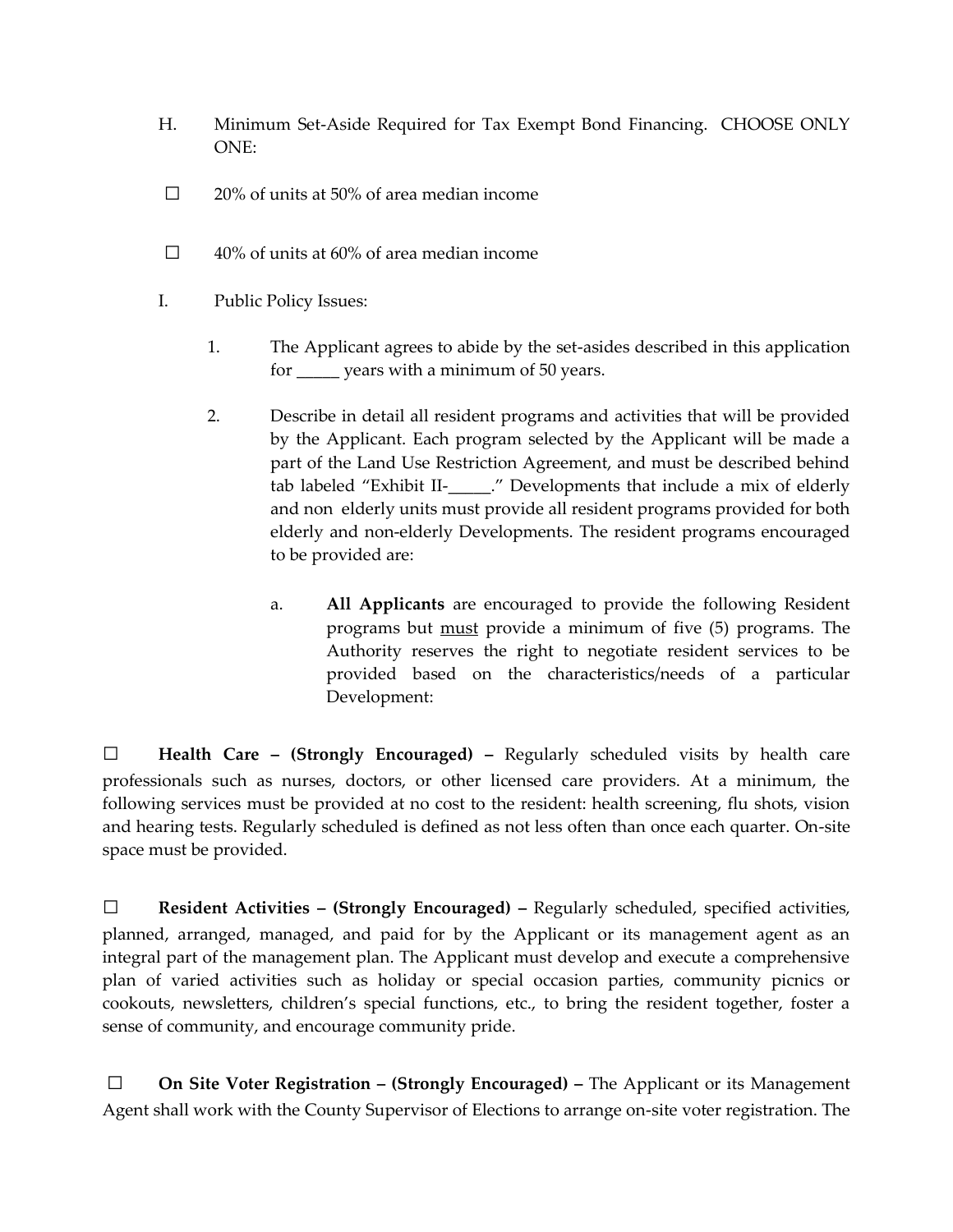H. Minimum Set-Aside Required for Tax Exempt Bond Financing. CHOOSE ONLY ONE:

☐ 20% of units at 50% of area median income

☐ 40% of units at 60% of area median income

I. Public Policy Issues:

1. The Applicant agrees to abide by the set-asides described in this application for _____ years with a minimum of 50 years.

2. Describe in detail all resident programs and activities that will be provided by the Applicant. Each program selected by the Applicant will be made a part of the Land Use Restriction Agreement, and must be described behind tab labeled "Exhibit II-_____." Developments that include a mix of elderly and non elderly units must provide all resident programs provided for both elderly and non-elderly Developments. The resident programs encouraged to be provided are:

   a. **All Applicants** are encouraged to provide the following Resident programs but <u>must</u> provide a minimum of five (5) programs. The Authority reserves the right to negotiate resident services to be provided based on the characteristics/needs of a particular Development:

☐ **Health Care – (Strongly Encouraged) –** Regularly scheduled visits by health care professionals such as nurses, doctors, or other licensed care providers. At a minimum, the following services must be provided at no cost to the resident: health screening, flu shots, vision and hearing tests. Regularly scheduled is defined as not less often than once each quarter. On-site space must be provided.

☐ **Resident Activities – (Strongly Encouraged) –** Regularly scheduled, specified activities, planned, arranged, managed, and paid for by the Applicant or its management agent as an integral part of the management plan. The Applicant must develop and execute a comprehensive plan of varied activities such as holiday or special occasion parties, community picnics or cookouts, newsletters, children's special functions, etc., to bring the resident together, foster a sense of community, and encourage community pride.

☐ **On Site Voter Registration – (Strongly Encouraged) –** The Applicant or its Management Agent shall work with the County Supervisor of Elections to arrange on-site voter registration. The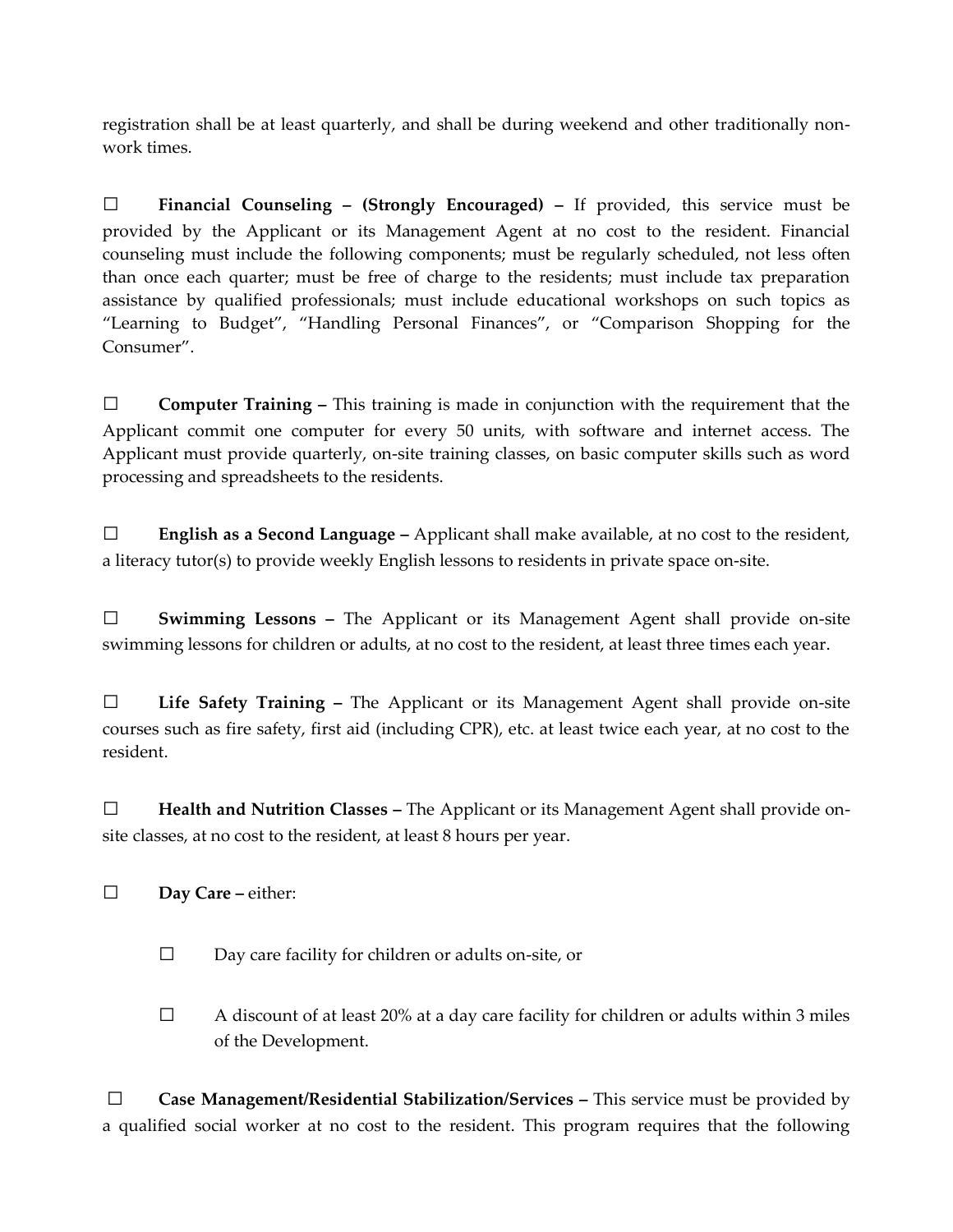registration shall be at least quarterly, and shall be during weekend and other traditionally non-work times.

☐ **Financial Counseling – (Strongly Encouraged) –** If provided, this service must be provided by the Applicant or its Management Agent at no cost to the resident. Financial counseling must include the following components; must be regularly scheduled, not less often than once each quarter; must be free of charge to the residents; must include tax preparation assistance by qualified professionals; must include educational workshops on such topics as "Learning to Budget", "Handling Personal Finances", or "Comparison Shopping for the Consumer".

☐ **Computer Training –** This training is made in conjunction with the requirement that the Applicant commit one computer for every 50 units, with software and internet access. The Applicant must provide quarterly, on-site training classes, on basic computer skills such as word processing and spreadsheets to the residents.

☐ **English as a Second Language –** Applicant shall make available, at no cost to the resident, a literacy tutor(s) to provide weekly English lessons to residents in private space on-site.

☐ **Swimming Lessons –** The Applicant or its Management Agent shall provide on-site swimming lessons for children or adults, at no cost to the resident, at least three times each year.

☐ **Life Safety Training –** The Applicant or its Management Agent shall provide on-site courses such as fire safety, first aid (including CPR), etc. at least twice each year, at no cost to the resident.

☐ **Health and Nutrition Classes –** The Applicant or its Management Agent shall provide on-site classes, at no cost to the resident, at least 8 hours per year.

☐ **Day Care –** either:

- ☐ Day care facility for children or adults on-site, or
- ☐ A discount of at least 20% at a day care facility for children or adults within 3 miles of the Development.

☐ **Case Management/Residential Stabilization/Services –** This service must be provided by a qualified social worker at no cost to the resident. This program requires that the following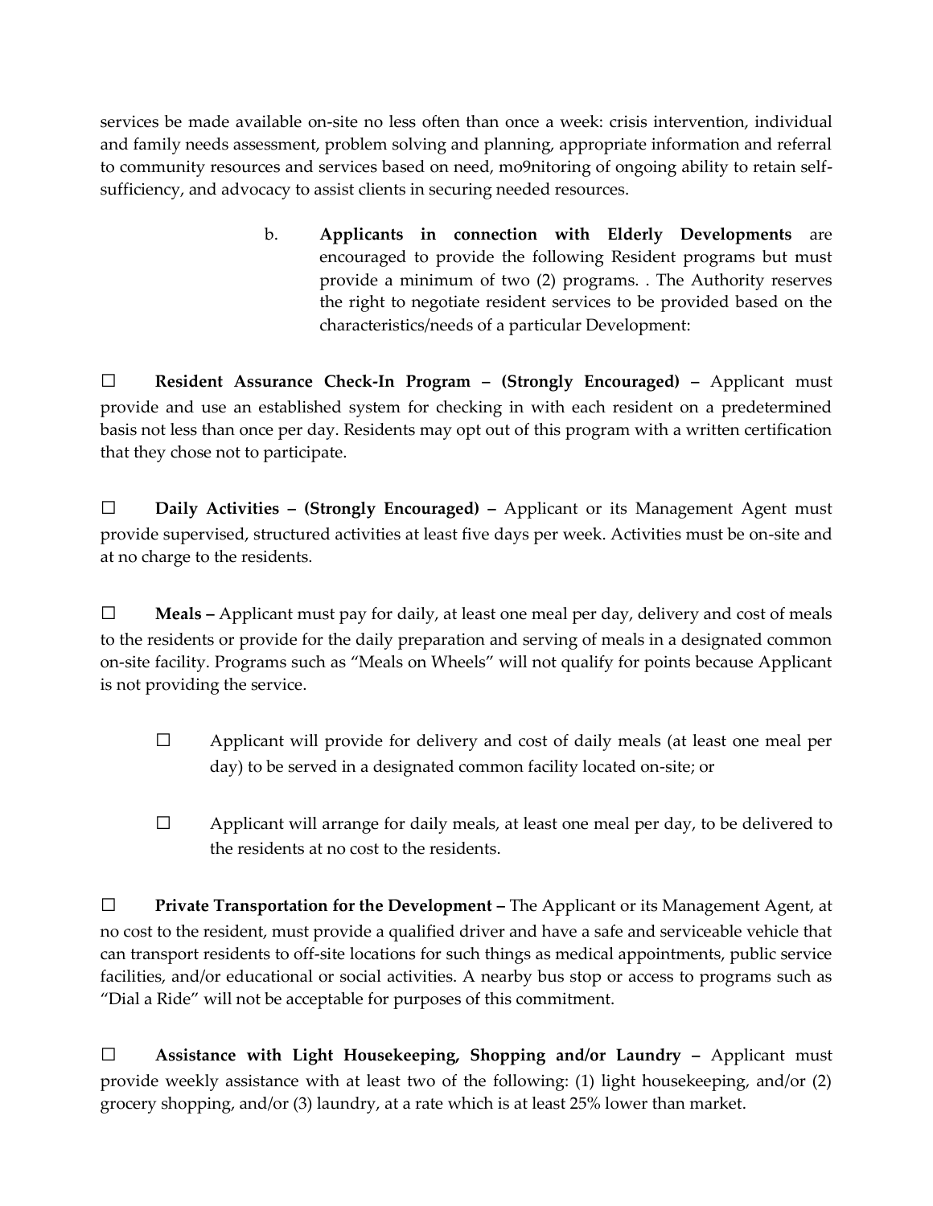services be made available on-site no less often than once a week: crisis intervention, individual and family needs assessment, problem solving and planning, appropriate information and referral to community resources and services based on need, mo9nitoring of ongoing ability to retain self-sufficiency, and advocacy to assist clients in securing needed resources.

b. **Applicants in connection with Elderly Developments** are encouraged to provide the following Resident programs but must provide a minimum of two (2) programs. . The Authority reserves the right to negotiate resident services to be provided based on the characteristics/needs of a particular Development:

☐ **Resident Assurance Check-In Program – (Strongly Encouraged) –** Applicant must provide and use an established system for checking in with each resident on a predetermined basis not less than once per day. Residents may opt out of this program with a written certification that they chose not to participate.

☐ **Daily Activities – (Strongly Encouraged) –** Applicant or its Management Agent must provide supervised, structured activities at least five days per week. Activities must be on-site and at no charge to the residents.

☐ **Meals –** Applicant must pay for daily, at least one meal per day, delivery and cost of meals to the residents or provide for the daily preparation and serving of meals in a designated common on-site facility. Programs such as "Meals on Wheels" will not qualify for points because Applicant is not providing the service.

- ☐ Applicant will provide for delivery and cost of daily meals (at least one meal per day) to be served in a designated common facility located on-site; or
- ☐ Applicant will arrange for daily meals, at least one meal per day, to be delivered to the residents at no cost to the residents.

☐ **Private Transportation for the Development –** The Applicant or its Management Agent, at no cost to the resident, must provide a qualified driver and have a safe and serviceable vehicle that can transport residents to off-site locations for such things as medical appointments, public service facilities, and/or educational or social activities. A nearby bus stop or access to programs such as "Dial a Ride" will not be acceptable for purposes of this commitment.

☐ **Assistance with Light Housekeeping, Shopping and/or Laundry –** Applicant must provide weekly assistance with at least two of the following: (1) light housekeeping, and/or (2) grocery shopping, and/or (3) laundry, at a rate which is at least 25% lower than market.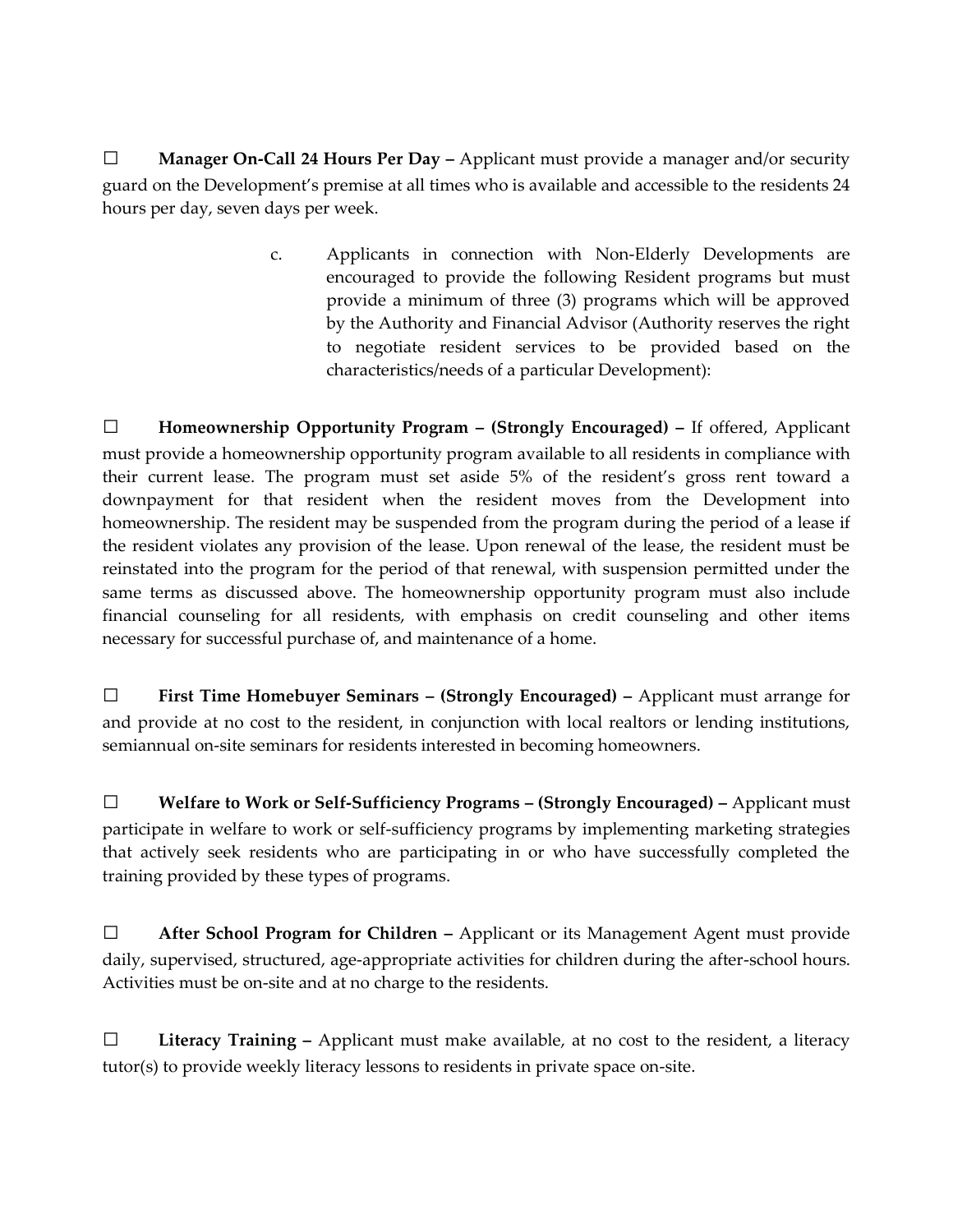☐ **Manager On-Call 24 Hours Per Day –** Applicant must provide a manager and/or security guard on the Development's premise at all times who is available and accessible to the residents 24 hours per day, seven days per week.

c. Applicants in connection with Non-Elderly Developments are encouraged to provide the following Resident programs but must provide a minimum of three (3) programs which will be approved by the Authority and Financial Advisor (Authority reserves the right to negotiate resident services to be provided based on the characteristics/needs of a particular Development):

☐ **Homeownership Opportunity Program – (Strongly Encouraged) –** If offered, Applicant must provide a homeownership opportunity program available to all residents in compliance with their current lease. The program must set aside 5% of the resident's gross rent toward a downpayment for that resident when the resident moves from the Development into homeownership. The resident may be suspended from the program during the period of a lease if the resident violates any provision of the lease. Upon renewal of the lease, the resident must be reinstated into the program for the period of that renewal, with suspension permitted under the same terms as discussed above. The homeownership opportunity program must also include financial counseling for all residents, with emphasis on credit counseling and other items necessary for successful purchase of, and maintenance of a home.

☐ **First Time Homebuyer Seminars – (Strongly Encouraged) –** Applicant must arrange for and provide at no cost to the resident, in conjunction with local realtors or lending institutions, semiannual on-site seminars for residents interested in becoming homeowners.

☐ **Welfare to Work or Self-Sufficiency Programs – (Strongly Encouraged) –** Applicant must participate in welfare to work or self-sufficiency programs by implementing marketing strategies that actively seek residents who are participating in or who have successfully completed the training provided by these types of programs.

☐ **After School Program for Children –** Applicant or its Management Agent must provide daily, supervised, structured, age-appropriate activities for children during the after-school hours. Activities must be on-site and at no charge to the residents.

☐ **Literacy Training –** Applicant must make available, at no cost to the resident, a literacy tutor(s) to provide weekly literacy lessons to residents in private space on-site.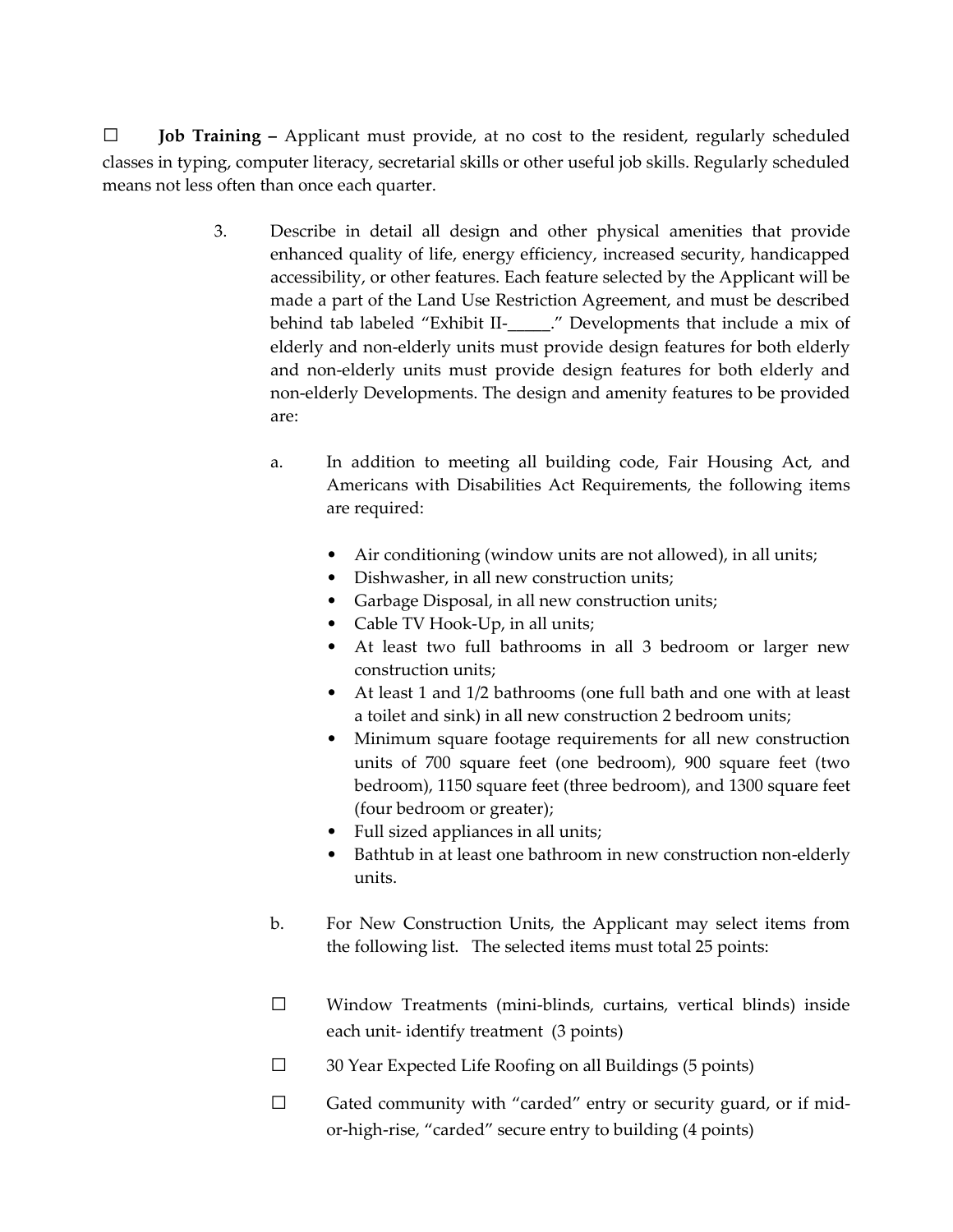☐ **Job Training –** Applicant must provide, at no cost to the resident, regularly scheduled classes in typing, computer literacy, secretarial skills or other useful job skills. Regularly scheduled means not less often than once each quarter.

3. Describe in detail all design and other physical amenities that provide enhanced quality of life, energy efficiency, increased security, handicapped accessibility, or other features. Each feature selected by the Applicant will be made a part of the Land Use Restriction Agreement, and must be described behind tab labeled "Exhibit II-_____." Developments that include a mix of elderly and non-elderly units must provide design features for both elderly and non-elderly units must provide design features for both elderly and non-elderly Developments. The design and amenity features to be provided are:

   a. In addition to meeting all building code, Fair Housing Act, and Americans with Disabilities Act Requirements, the following items are required:

      - Air conditioning (window units are not allowed), in all units;
      - Dishwasher, in all new construction units;
      - Garbage Disposal, in all new construction units;
      - Cable TV Hook-Up, in all units;
      - At least two full bathrooms in all 3 bedroom or larger new construction units;
      - At least 1 and 1/2 bathrooms (one full bath and one with at least a toilet and sink) in all new construction 2 bedroom units;
      - Minimum square footage requirements for all new construction units of 700 square feet (one bedroom), 900 square feet (two bedroom), 1150 square feet (three bedroom), and 1300 square feet (four bedroom or greater);
      - Full sized appliances in all units;
      - Bathtub in at least one bathroom in new construction non-elderly units.

   b. For New Construction Units, the Applicant may select items from the following list. The selected items must total 25 points:

   ☐ Window Treatments (mini-blinds, curtains, vertical blinds) inside each unit- identify treatment (3 points)

   ☐ 30 Year Expected Life Roofing on all Buildings (5 points)

   ☐ Gated community with "carded" entry or security guard, or if mid-or-high-rise, "carded" secure entry to building (4 points)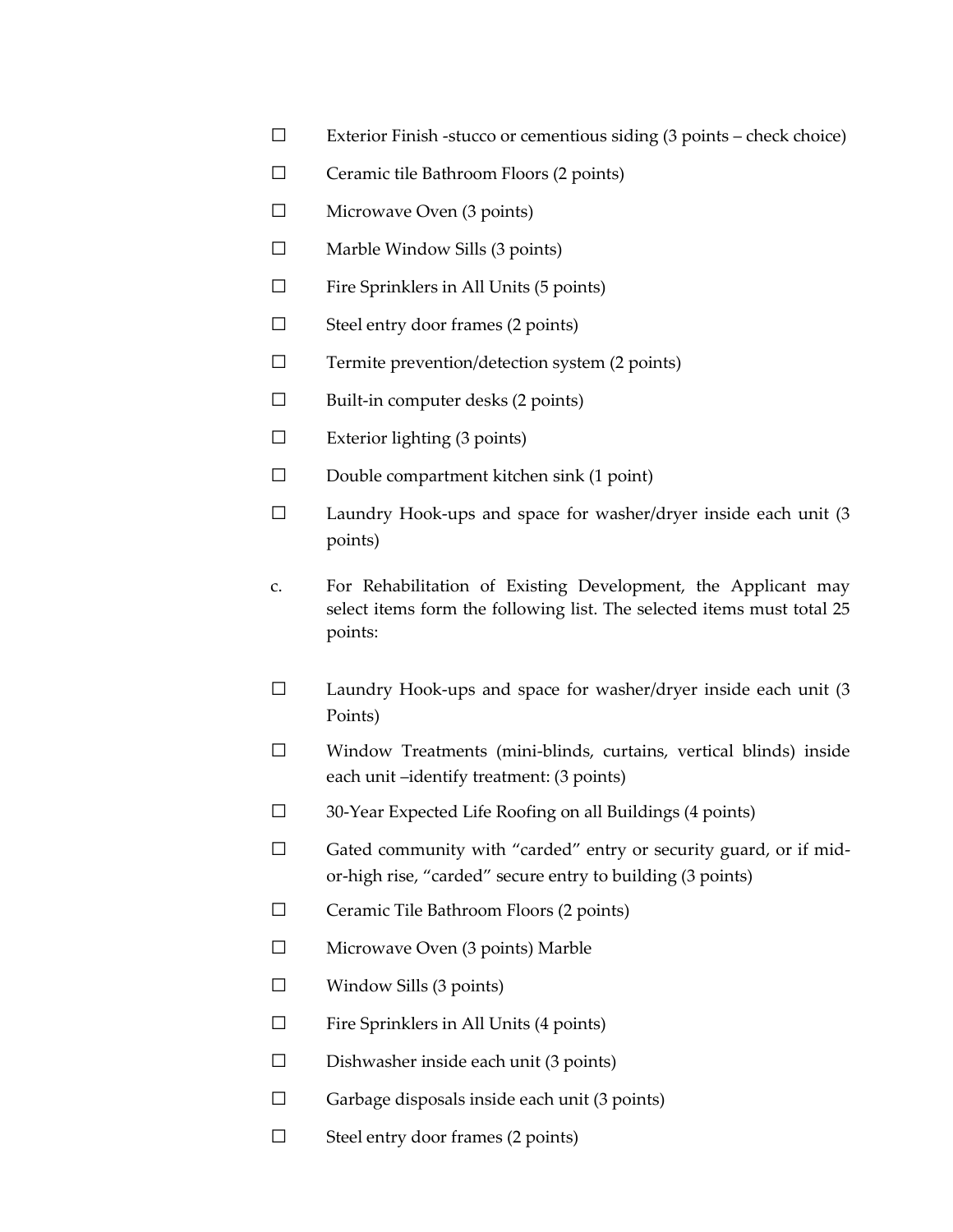☐ Exterior Finish -stucco or cementious siding (3 points – check choice)

☐ Ceramic tile Bathroom Floors (2 points)

☐ Microwave Oven (3 points)

☐ Marble Window Sills (3 points)

☐ Fire Sprinklers in All Units (5 points)

☐ Steel entry door frames (2 points)

☐ Termite prevention/detection system (2 points)

☐ Built-in computer desks (2 points)

☐ Exterior lighting (3 points)

☐ Double compartment kitchen sink (1 point)

☐ Laundry Hook-ups and space for washer/dryer inside each unit (3 points)

c. For Rehabilitation of Existing Development, the Applicant may select items form the following list. The selected items must total 25 points:

☐ Laundry Hook-ups and space for washer/dryer inside each unit (3 Points)

☐ Window Treatments (mini-blinds, curtains, vertical blinds) inside each unit –identify treatment: (3 points)

☐ 30-Year Expected Life Roofing on all Buildings (4 points)

☐ Gated community with "carded" entry or security guard, or if mid-or-high rise, "carded" secure entry to building (3 points)

☐ Ceramic Tile Bathroom Floors (2 points)

☐ Microwave Oven (3 points) Marble

☐ Window Sills (3 points)

☐ Fire Sprinklers in All Units (4 points)

☐ Dishwasher inside each unit (3 points)

☐ Garbage disposals inside each unit (3 points)

☐ Steel entry door frames (2 points)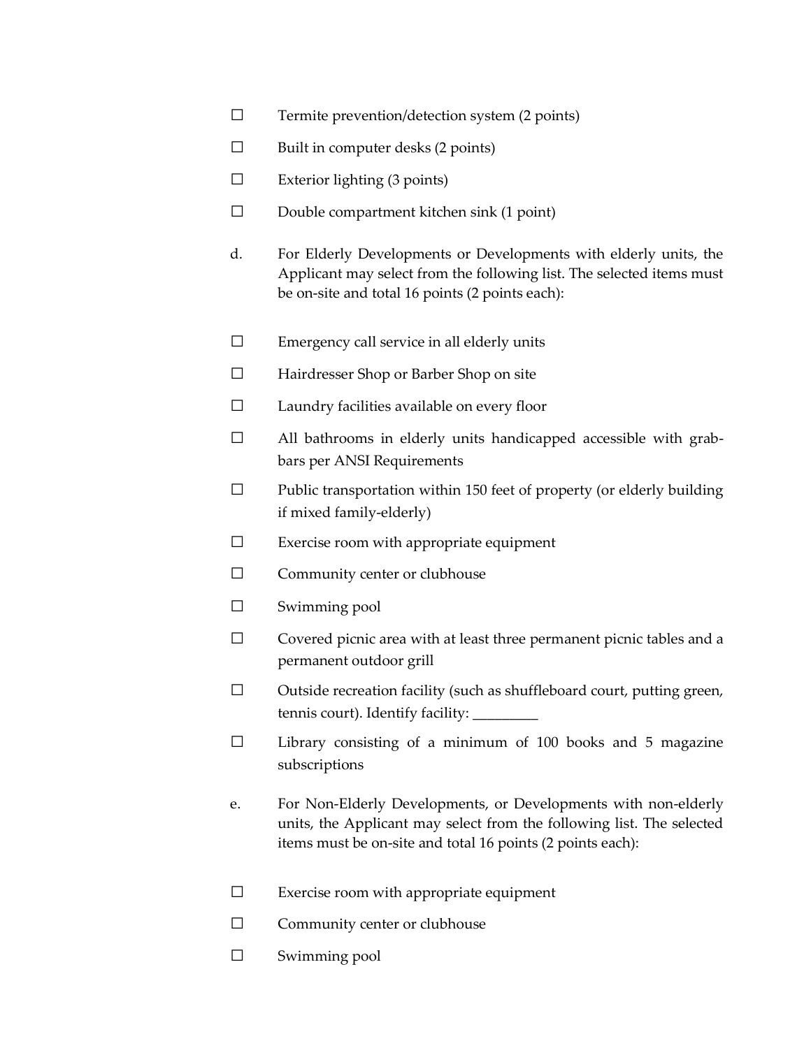☐ Termite prevention/detection system (2 points)

☐ Built in computer desks (2 points)

☐ Exterior lighting (3 points)

☐ Double compartment kitchen sink (1 point)

d. For Elderly Developments or Developments with elderly units, the Applicant may select from the following list. The selected items must be on-site and total 16 points (2 points each):

☐ Emergency call service in all elderly units

☐ Hairdresser Shop or Barber Shop on site

☐ Laundry facilities available on every floor

☐ All bathrooms in elderly units handicapped accessible with grab-bars per ANSI Requirements

☐ Public transportation within 150 feet of property (or elderly building if mixed family-elderly)

☐ Exercise room with appropriate equipment

☐ Community center or clubhouse

☐ Swimming pool

☐ Covered picnic area with at least three permanent picnic tables and a permanent outdoor grill

☐ Outside recreation facility (such as shuffleboard court, putting green, tennis court). Identify facility: _________

☐ Library consisting of a minimum of 100 books and 5 magazine subscriptions

e. For Non-Elderly Developments, or Developments with non-elderly units, the Applicant may select from the following list. The selected items must be on-site and total 16 points (2 points each):

☐ Exercise room with appropriate equipment

☐ Community center or clubhouse

☐ Swimming pool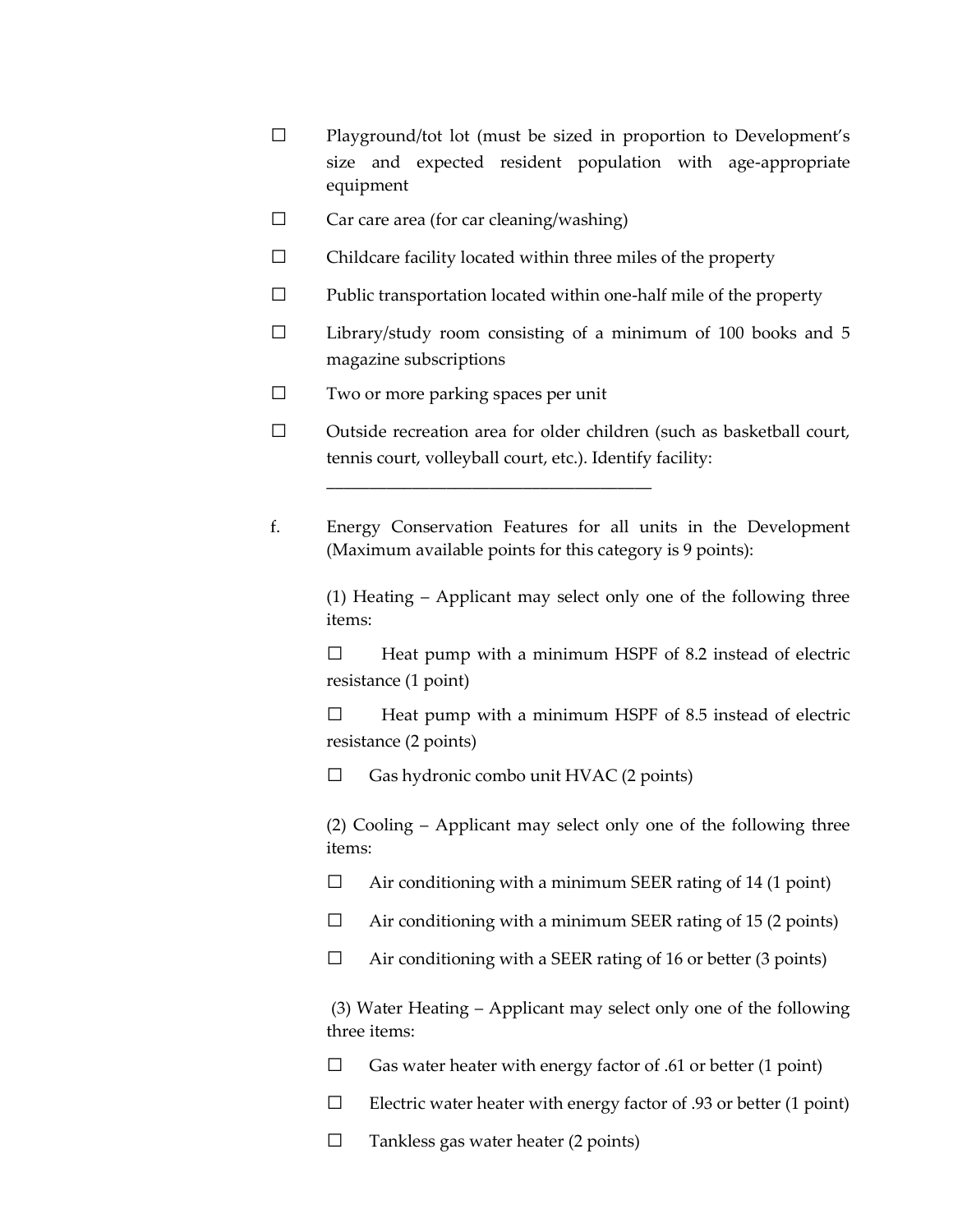☐ Playground/tot lot (must be sized in proportion to Development's size and expected resident population with age-appropriate equipment

☐ Car care area (for car cleaning/washing)

☐ Childcare facility located within three miles of the property

☐ Public transportation located within one-half mile of the property

☐ Library/study room consisting of a minimum of 100 books and 5 magazine subscriptions

☐ Two or more parking spaces per unit

☐ Outside recreation area for older children (such as basketball court, tennis court, volleyball court, etc.). Identify facility: ______________________________________

f. Energy Conservation Features for all units in the Development (Maximum available points for this category is 9 points):

(1) Heating – Applicant may select only one of the following three items:

☐ Heat pump with a minimum HSPF of 8.2 instead of electric resistance (1 point)

☐ Heat pump with a minimum HSPF of 8.5 instead of electric resistance (2 points)

☐ Gas hydronic combo unit HVAC (2 points)

(2) Cooling – Applicant may select only one of the following three items:

☐ Air conditioning with a minimum SEER rating of 14 (1 point)

☐ Air conditioning with a minimum SEER rating of 15 (2 points)

☐ Air conditioning with a SEER rating of 16 or better (3 points)

(3) Water Heating – Applicant may select only one of the following three items:

☐ Gas water heater with energy factor of .61 or better (1 point)

☐ Electric water heater with energy factor of .93 or better (1 point)

☐ Tankless gas water heater (2 points)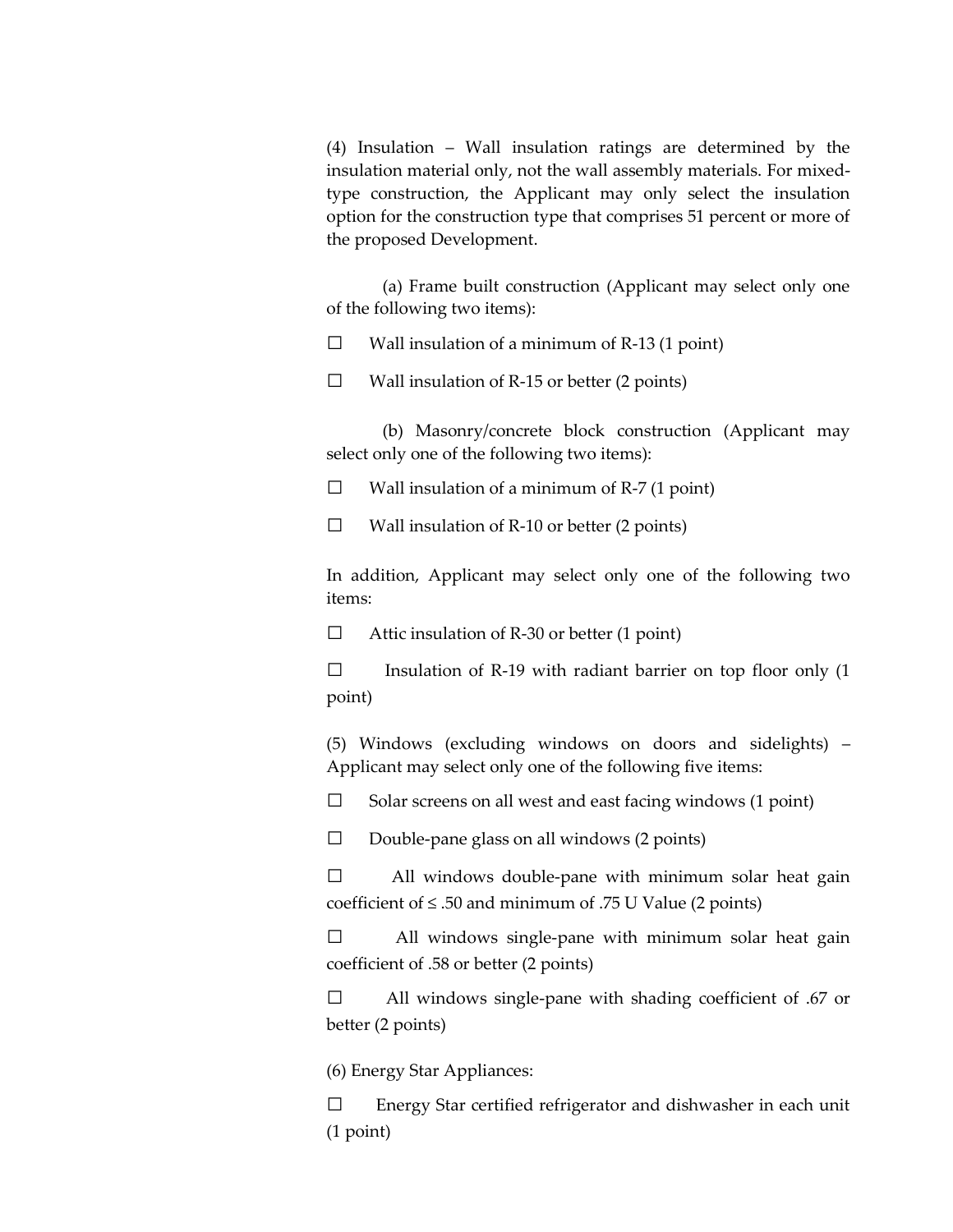(4) Insulation – Wall insulation ratings are determined by the insulation material only, not the wall assembly materials. For mixed-type construction, the Applicant may only select the insulation option for the construction type that comprises 51 percent or more of the proposed Development.

(a) Frame built construction (Applicant may select only one of the following two items):

☐ Wall insulation of a minimum of R-13 (1 point)

☐ Wall insulation of R-15 or better (2 points)

(b) Masonry/concrete block construction (Applicant may select only one of the following two items):

☐ Wall insulation of a minimum of R-7 (1 point)

☐ Wall insulation of R-10 or better (2 points)

In addition, Applicant may select only one of the following two items:

☐ Attic insulation of R-30 or better (1 point)

☐ Insulation of R-19 with radiant barrier on top floor only (1 point)

(5) Windows (excluding windows on doors and sidelights) – Applicant may select only one of the following five items:

☐ Solar screens on all west and east facing windows (1 point)

☐ Double-pane glass on all windows (2 points)

☐ All windows double-pane with minimum solar heat gain coefficient of ≤ .50 and minimum of .75 U Value (2 points)

☐ All windows single-pane with minimum solar heat gain coefficient of .58 or better (2 points)

☐ All windows single-pane with shading coefficient of .67 or better (2 points)

(6) Energy Star Appliances:

☐ Energy Star certified refrigerator and dishwasher in each unit (1 point)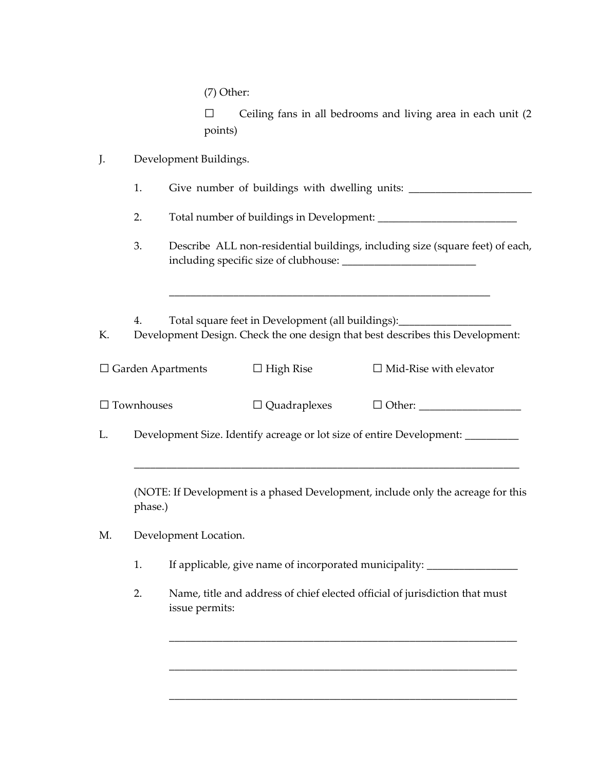(7) Other:

☐ Ceiling fans in all bedrooms and living area in each unit (2 points)

J. Development Buildings.

1. Give number of buildings with dwelling units: _______________________

2. Total number of buildings in Development: __________________________

3. Describe ALL non-residential buildings, including size (square feet) of each, including specific size of clubhouse: _________________________

_______________________________________________________________

4. Total square feet in Development (all buildings):_____________________

K. Development Design. Check the one design that best describes this Development:

☐ Garden Apartments ☐ High Rise ☐ Mid-Rise with elevator

☐ Townhouses ☐ Quadraplexes ☐ Other: ___________________

L. Development Size. Identify acreage or lot size of entire Development: __________

_____________________________________________________________________________

(NOTE: If Development is a phased Development, include only the acreage for this phase.)

M. Development Location.

1. If applicable, give name of incorporated municipality: _________________

2. Name, title and address of chief elected official of jurisdiction that must issue permits:

____________________________________________________________________

____________________________________________________________________

____________________________________________________________________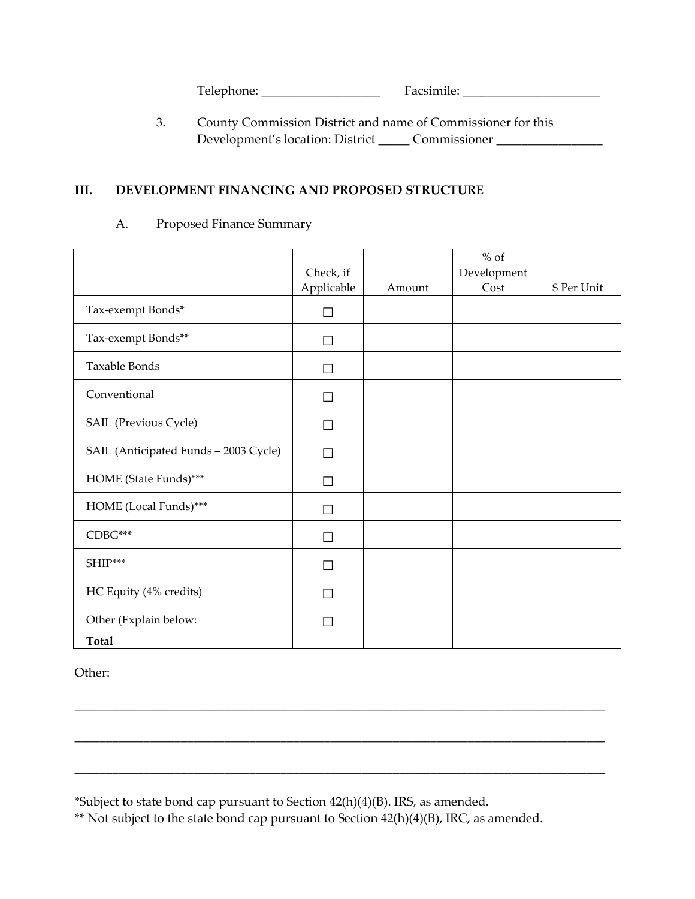Telephone: ___________________ Facsimile: ______________________

3. County Commission District and name of Commissioner for this Development's location: District _____ Commissioner _________________

## III. DEVELOPMENT FINANCING AND PROPOSED STRUCTURE

A. Proposed Finance Summary

| | Check, if Applicable | Amount | % of Development Cost | $ Per Unit |
|---|---|---|---|---|
| Tax-exempt Bonds* | ☐ | | | |
| Tax-exempt Bonds** | ☐ | | | |
| Taxable Bonds | ☐ | | | |
| Conventional | ☐ | | | |
| SAIL (Previous Cycle) | ☐ | | | |
| SAIL (Anticipated Funds – 2003 Cycle) | ☐ | | | |
| HOME (State Funds)*** | ☐ | | | |
| HOME (Local Funds)*** | ☐ | | | |
| CDBG*** | ☐ | | | |
| SHIP*** | ☐ | | | |
| HC Equity (4% credits) | ☐ | | | |
| Other (Explain below: | ☐ | | | |
| **Total** | | | | |

Other:

_____________________________________________________________________________________

_____________________________________________________________________________________

_____________________________________________________________________________________

*Subject to state bond cap pursuant to Section 42(h)(4)(B). IRS, as amended.
** Not subject to the state bond cap pursuant to Section 42(h)(4)(B), IRC, as amended.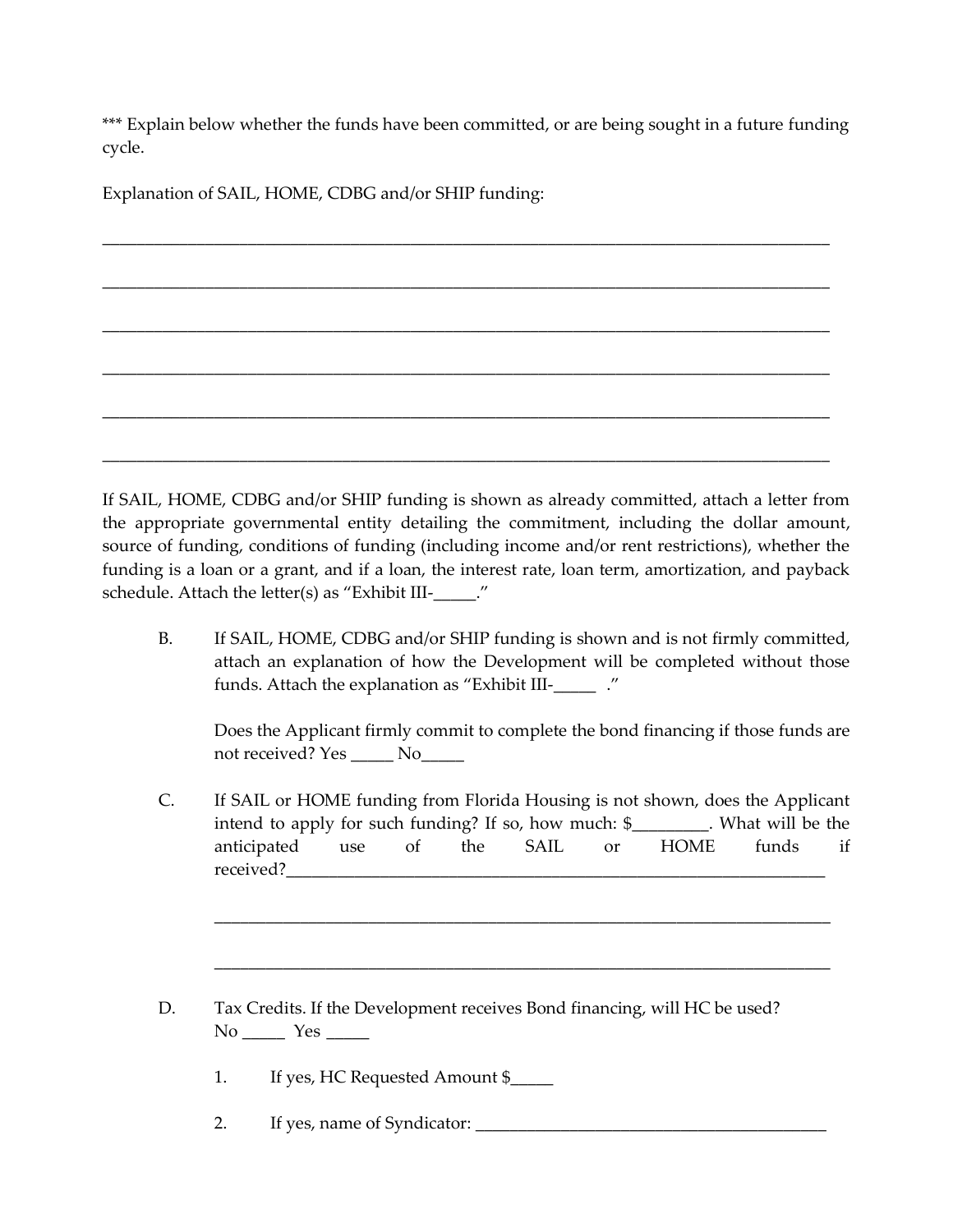*** Explain below whether the funds have been committed, or are being sought in a future funding cycle.

Explanation of SAIL, HOME, CDBG and/or SHIP funding:

_____________________________________________________________________________________

_____________________________________________________________________________________

_____________________________________________________________________________________

_____________________________________________________________________________________

_____________________________________________________________________________________

_____________________________________________________________________________________

If SAIL, HOME, CDBG and/or SHIP funding is shown as already committed, attach a letter from the appropriate governmental entity detailing the commitment, including the dollar amount, source of funding, conditions of funding (including income and/or rent restrictions), whether the funding is a loan or a grant, and if a loan, the interest rate, loan term, amortization, and payback schedule. Attach the letter(s) as "Exhibit III-_____."

B. If SAIL, HOME, CDBG and/or SHIP funding is shown and is not firmly committed, attach an explanation of how the Development will be completed without those funds. Attach the explanation as "Exhibit III-_____ ."

   Does the Applicant firmly commit to complete the bond financing if those funds are not received? Yes _____ No_____

C. If SAIL or HOME funding from Florida Housing is not shown, does the Applicant intend to apply for such funding? If so, how much: $_________. What will be the anticipated use of the SAIL or HOME funds if received?_________________________________________________________________

   _________________________________________________________________________

   _________________________________________________________________________

D. Tax Credits. If the Development receives Bond financing, will HC be used?
   No _____ Yes _____

   1. If yes, HC Requested Amount $_____

   2. If yes, name of Syndicator: _________________________________________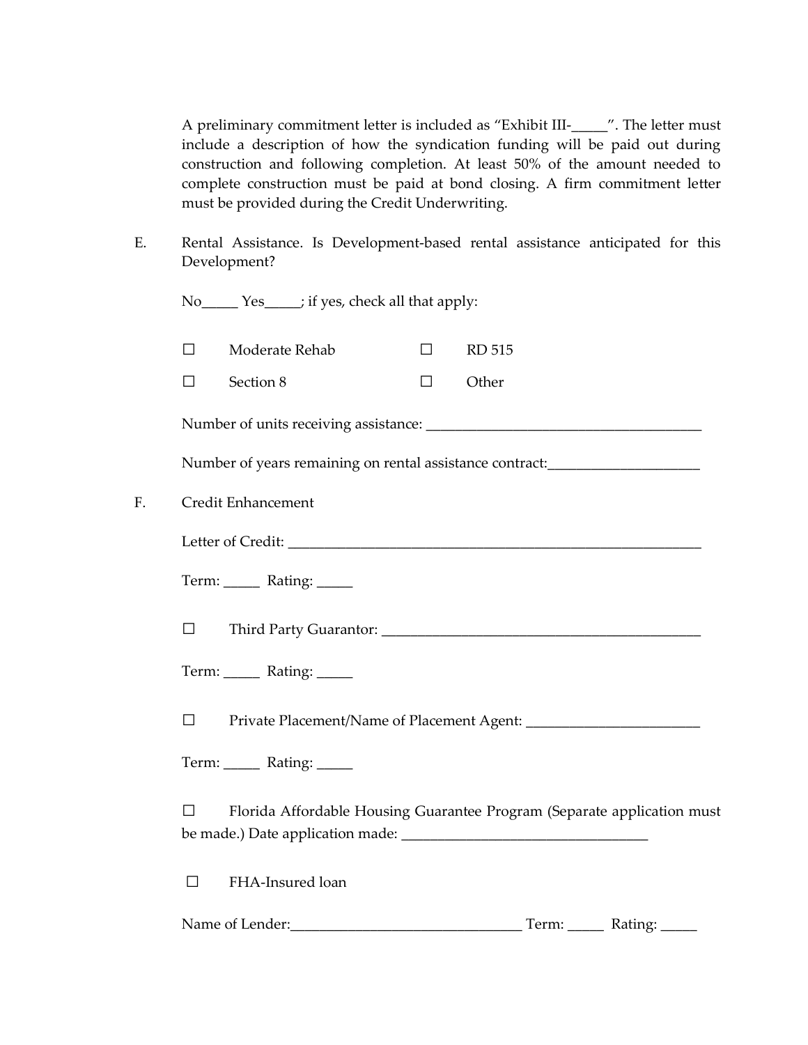A preliminary commitment letter is included as "Exhibit III-_____". The letter must include a description of how the syndication funding will be paid out during construction and following completion. At least 50% of the amount needed to complete construction must be paid at bond closing. A firm commitment letter must be provided during the Credit Underwriting.

E. Rental Assistance. Is Development-based rental assistance anticipated for this Development?

No_____ Yes_____; if yes, check all that apply:

| | | | |
|---|---|---|---|
| ☐ | Moderate Rehab | ☐ | RD 515 |
| ☐ | Section 8 | ☐ | Other |

Number of units receiving assistance: _______________________________________

Number of years remaining on rental assistance contract:_____________________

F. Credit Enhancement

Letter of Credit: ___________________________________________________________

Term: _____ Rating: _____

☐ Third Party Guarantor: _____________________________________________

Term: _____ Rating: _____

☐ Private Placement/Name of Placement Agent: ________________________

Term: _____ Rating: _____

☐ Florida Affordable Housing Guarantee Program (Separate application must be made.) Date application made: __________________________________

☐ FHA-Insured loan

Name of Lender:________________________________ Term: _____ Rating: _____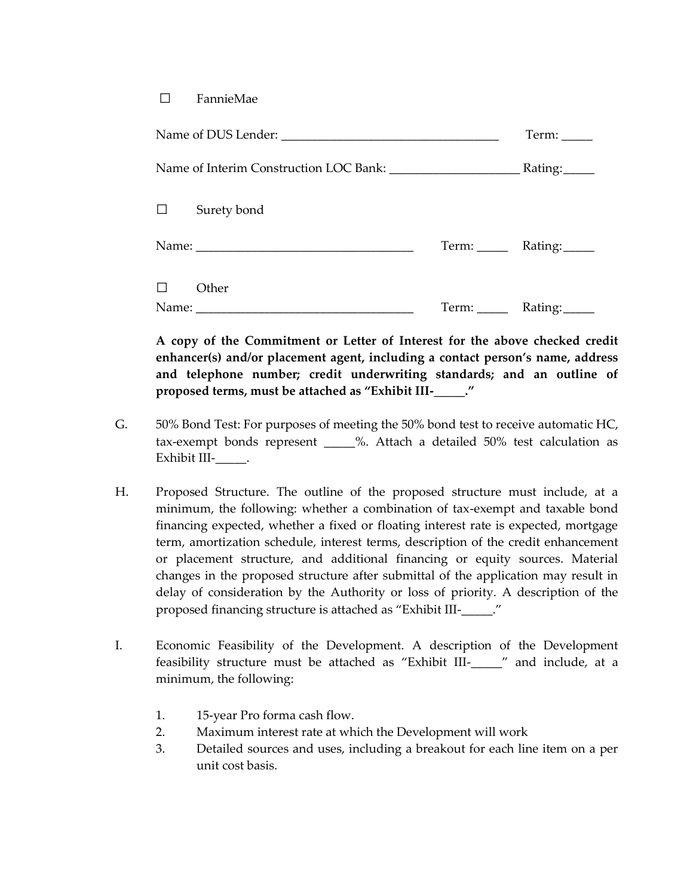☐ FannieMae

Name of DUS Lender: ___________________________________ Term: _____

Name of Interim Construction LOC Bank: _____________________ Rating:_____

☐ Surety bond

Name: ___________________________________ Term: _____ Rating:_____

☐ Other

Name: ___________________________________ Term: _____ Rating:_____

**A copy of the Commitment or Letter of Interest for the above checked credit enhancer(s) and/or placement agent, including a contact person's name, address and telephone number; credit underwriting standards; and an outline of proposed terms, must be attached as "Exhibit III-_____."**

G. 50% Bond Test: For purposes of meeting the 50% bond test to receive automatic HC, tax-exempt bonds represent _____%. Attach a detailed 50% test calculation as Exhibit III-_____.

H. Proposed Structure. The outline of the proposed structure must include, at a minimum, the following: whether a combination of tax-exempt and taxable bond financing expected, whether a fixed or floating interest rate is expected, mortgage term, amortization schedule, interest terms, description of the credit enhancement or placement structure, and additional financing or equity sources. Material changes in the proposed structure after submittal of the application may result in delay of consideration by the Authority or loss of priority. A description of the proposed financing structure is attached as "Exhibit III-_____."

I. Economic Feasibility of the Development. A description of the Development feasibility structure must be attached as "Exhibit III-_____" and include, at a minimum, the following:

1. 15-year Pro forma cash flow.
2. Maximum interest rate at which the Development will work
3. Detailed sources and uses, including a breakout for each line item on a per unit cost basis.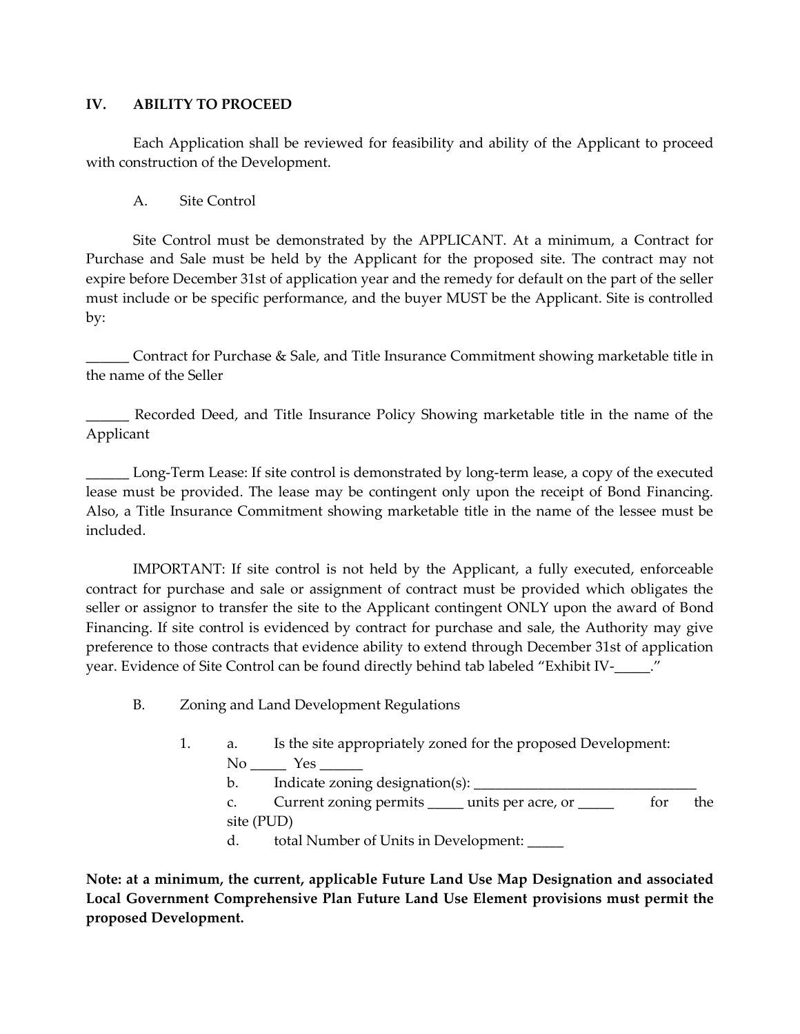## IV. ABILITY TO PROCEED

Each Application shall be reviewed for feasibility and ability of the Applicant to proceed with construction of the Development.

### A. Site Control

Site Control must be demonstrated by the APPLICANT. At a minimum, a Contract for Purchase and Sale must be held by the Applicant for the proposed site. The contract may not expire before December 31st of application year and the remedy for default on the part of the seller must include or be specific performance, and the buyer MUST be the Applicant. Site is controlled by:

______ Contract for Purchase & Sale, and Title Insurance Commitment showing marketable title in the name of the Seller

______ Recorded Deed, and Title Insurance Policy Showing marketable title in the name of the Applicant

______ Long-Term Lease: If site control is demonstrated by long-term lease, a copy of the executed lease must be provided. The lease may be contingent only upon the receipt of Bond Financing. Also, a Title Insurance Commitment showing marketable title in the name of the lessee must be included.

IMPORTANT: If site control is not held by the Applicant, a fully executed, enforceable contract for purchase and sale or assignment of contract must be provided which obligates the seller or assignor to transfer the site to the Applicant contingent ONLY upon the award of Bond Financing. If site control is evidenced by contract for purchase and sale, the Authority may give preference to those contracts that evidence ability to extend through December 31st of application year. Evidence of Site Control can be found directly behind tab labeled "Exhibit IV-_____."

### B. Zoning and Land Development Regulations

1.
   a. Is the site appropriately zoned for the proposed Development: No _____ Yes ______
   b. Indicate zoning designation(s): _______________________________
   c. Current zoning permits _____ units per acre, or _____ for the site (PUD)
   d. total Number of Units in Development: _____

**Note: at a minimum, the current, applicable Future Land Use Map Designation and associated Local Government Comprehensive Plan Future Land Use Element provisions must permit the proposed Development.**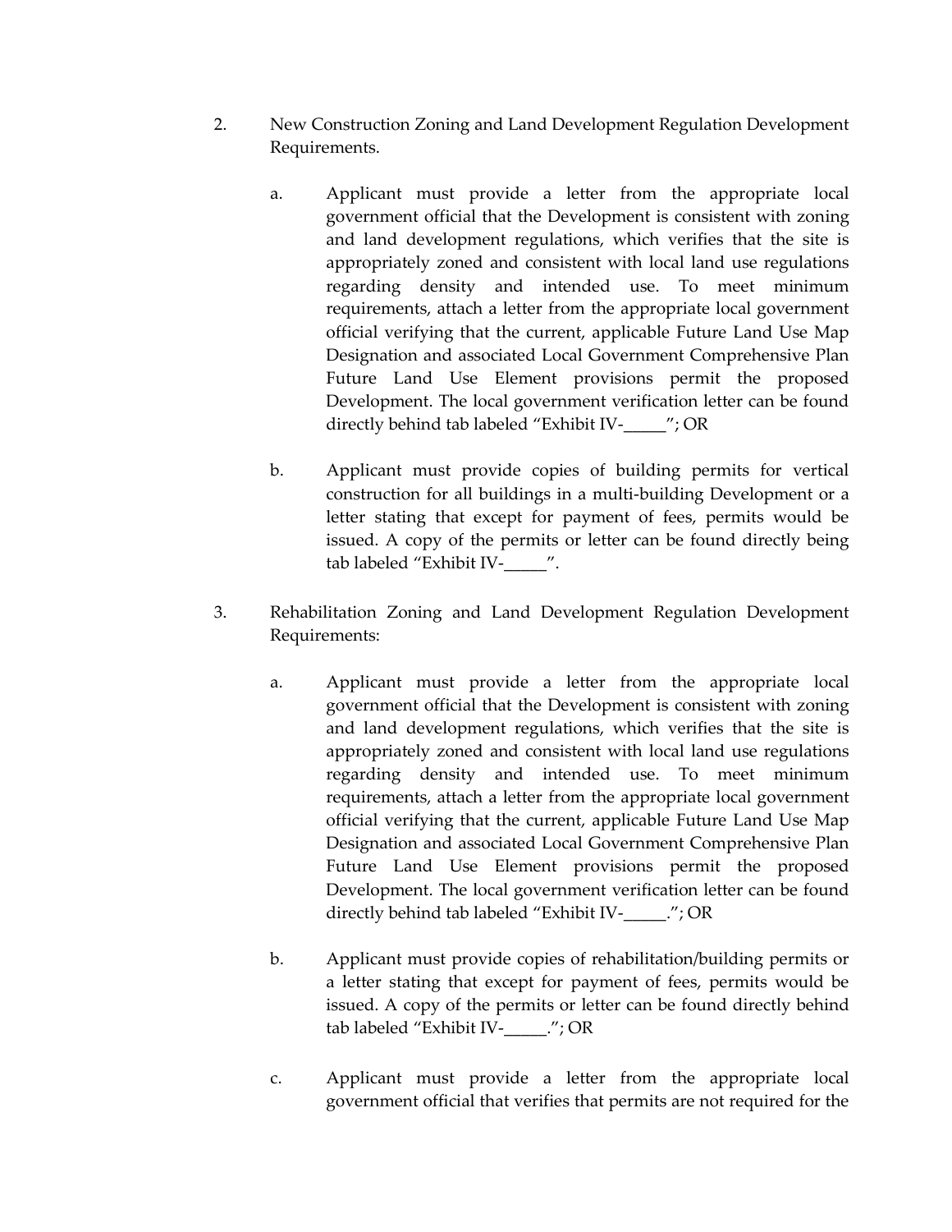2. New Construction Zoning and Land Development Regulation Development Requirements.

   a. Applicant must provide a letter from the appropriate local government official that the Development is consistent with zoning and land development regulations, which verifies that the site is appropriately zoned and consistent with local land use regulations regarding density and intended use. To meet minimum requirements, attach a letter from the appropriate local government official verifying that the current, applicable Future Land Use Map Designation and associated Local Government Comprehensive Plan Future Land Use Element provisions permit the proposed Development. The local government verification letter can be found directly behind tab labeled "Exhibit IV-_____"; OR

   b. Applicant must provide copies of building permits for vertical construction for all buildings in a multi-building Development or a letter stating that except for payment of fees, permits would be issued. A copy of the permits or letter can be found directly being tab labeled "Exhibit IV-_____".

3. Rehabilitation Zoning and Land Development Regulation Development Requirements:

   a. Applicant must provide a letter from the appropriate local government official that the Development is consistent with zoning and land development regulations, which verifies that the site is appropriately zoned and consistent with local land use regulations regarding density and intended use. To meet minimum requirements, attach a letter from the appropriate local government official verifying that the current, applicable Future Land Use Map Designation and associated Local Government Comprehensive Plan Future Land Use Element provisions permit the proposed Development. The local government verification letter can be found directly behind tab labeled "Exhibit IV-_____."; OR

   b. Applicant must provide copies of rehabilitation/building permits or a letter stating that except for payment of fees, permits would be issued. A copy of the permits or letter can be found directly behind tab labeled "Exhibit IV-_____."; OR

   c. Applicant must provide a letter from the appropriate local government official that verifies that permits are not required for the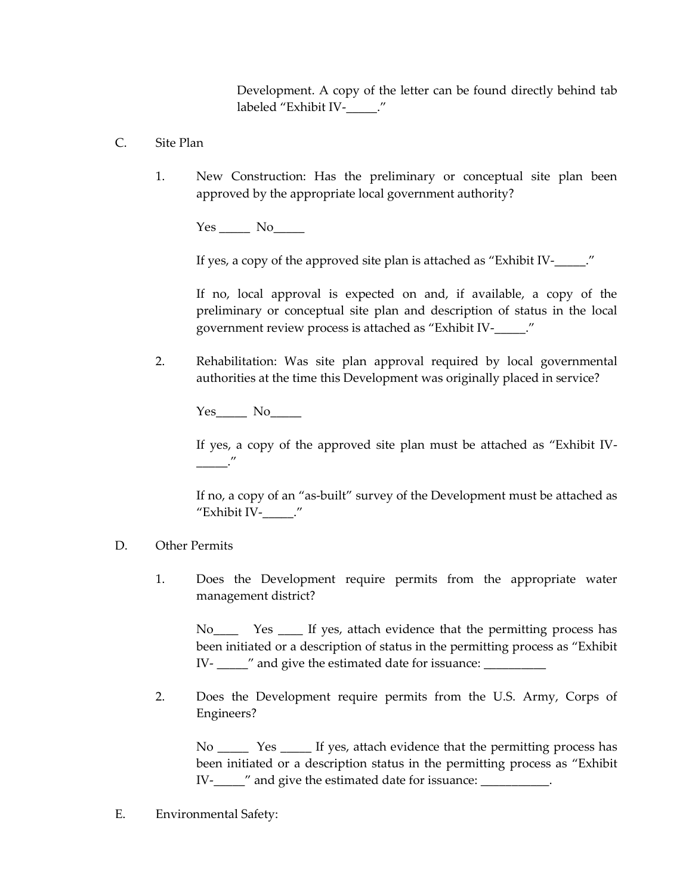Development. A copy of the letter can be found directly behind tab labeled "Exhibit IV-_____."

C. Site Plan

1. New Construction: Has the preliminary or conceptual site plan been approved by the appropriate local government authority?

   Yes _____ No_____

   If yes, a copy of the approved site plan is attached as "Exhibit IV-_____."

   If no, local approval is expected on and, if available, a copy of the preliminary or conceptual site plan and description of status in the local government review process is attached as "Exhibit IV-_____."

2. Rehabilitation: Was site plan approval required by local governmental authorities at the time this Development was originally placed in service?

   Yes_____ No_____

   If yes, a copy of the approved site plan must be attached as "Exhibit IV-_____."

   If no, a copy of an "as-built" survey of the Development must be attached as "Exhibit IV-_____."

D. Other Permits

1. Does the Development require permits from the appropriate water management district?

   No____ Yes ____ If yes, attach evidence that the permitting process has been initiated or a description of status in the permitting process as "Exhibit IV- _____" and give the estimated date for issuance: __________

2. Does the Development require permits from the U.S. Army, Corps of Engineers?

   No _____ Yes _____ If yes, attach evidence that the permitting process has been initiated or a description status in the permitting process as "Exhibit IV-_____" and give the estimated date for issuance: ___________.

E. Environmental Safety: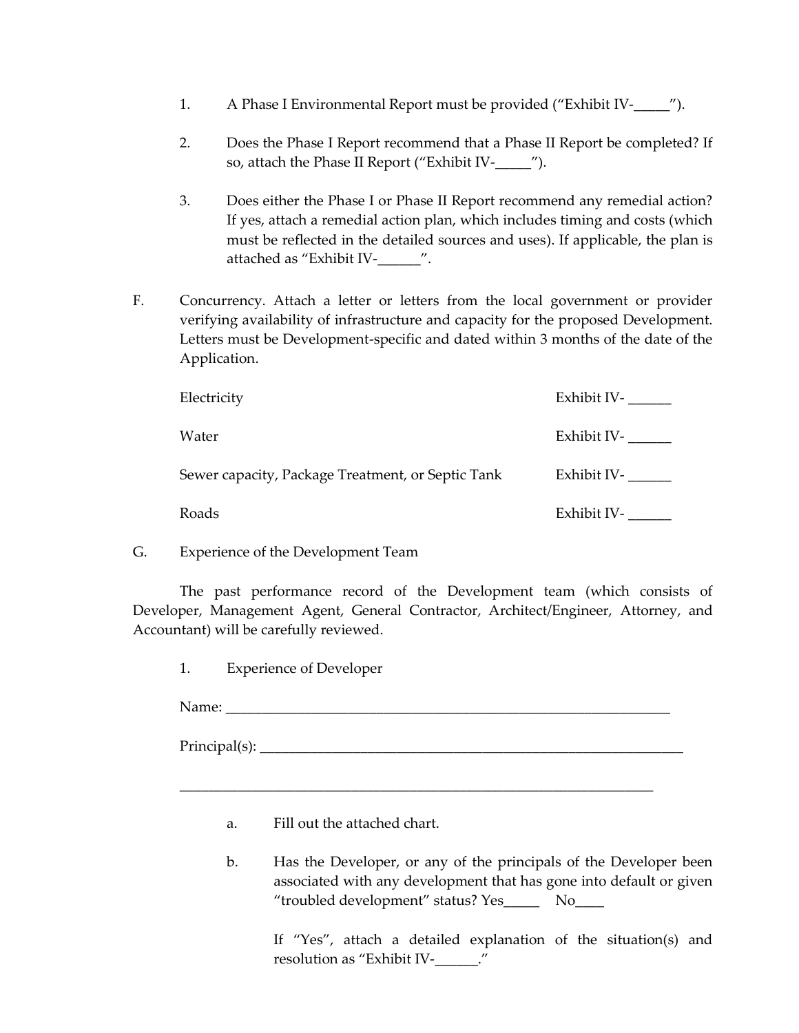1. A Phase I Environmental Report must be provided ("Exhibit IV-_____").

2. Does the Phase I Report recommend that a Phase II Report be completed? If so, attach the Phase II Report ("Exhibit IV-_____").

3. Does either the Phase I or Phase II Report recommend any remedial action? If yes, attach a remedial action plan, which includes timing and costs (which must be reflected in the detailed sources and uses). If applicable, the plan is attached as "Exhibit IV-______".

F. Concurrency. Attach a letter or letters from the local government or provider verifying availability of infrastructure and capacity for the proposed Development. Letters must be Development-specific and dated within 3 months of the date of the Application.

| | |
|---|---|
| Electricity | Exhibit IV- ______ |
| Water | Exhibit IV- ______ |
| Sewer capacity, Package Treatment, or Septic Tank | Exhibit IV- ______ |
| Roads | Exhibit IV- ______ |

G. Experience of the Development Team

The past performance record of the Development team (which consists of Developer, Management Agent, General Contractor, Architect/Engineer, Attorney, and Accountant) will be carefully reviewed.

1. Experience of Developer

Name: ______________________________________________________________

Principal(s): __________________________________________________________

______________________________________________________________________

a. Fill out the attached chart.

b. Has the Developer, or any of the principals of the Developer been associated with any development that has gone into default or given "troubled development" status? Yes_____ No____

   If "Yes", attach a detailed explanation of the situation(s) and resolution as "Exhibit IV-______."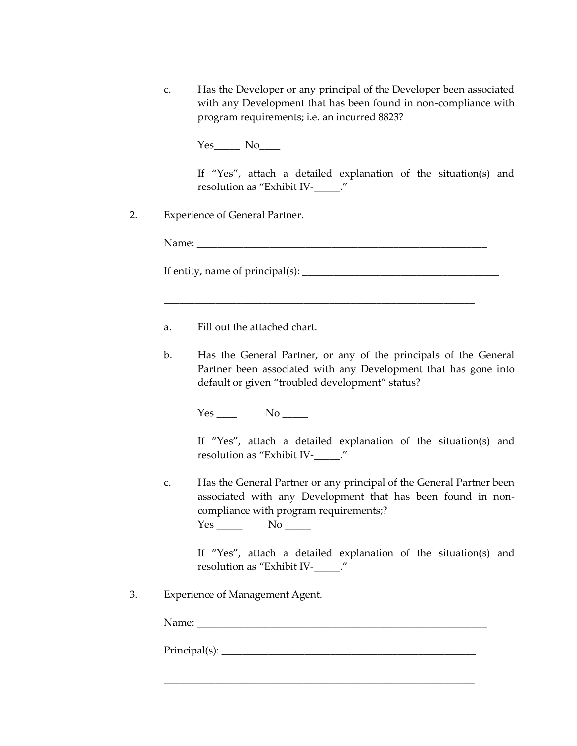c. Has the Developer or any principal of the Developer been associated with any Development that has been found in non-compliance with program requirements; i.e. an incurred 8823?

Yes_____ No____

If "Yes", attach a detailed explanation of the situation(s) and resolution as "Exhibit IV-_____."

2. Experience of General Partner.

Name: ___________________________________________________________

If entity, name of principal(s): ______________________________________

_______________________________________________________________

a. Fill out the attached chart.

b. Has the General Partner, or any of the principals of the General Partner been associated with any Development that has gone into default or given "troubled development" status?

Yes ____ No _____

If "Yes", attach a detailed explanation of the situation(s) and resolution as "Exhibit IV-_____."

c. Has the General Partner or any principal of the General Partner been associated with any Development that has been found in non-compliance with program requirements;?

Yes _____ No _____

If "Yes", attach a detailed explanation of the situation(s) and resolution as "Exhibit IV-_____."

3. Experience of Management Agent.

Name: ___________________________________________________________

Principal(s): ____________________________________________________

_______________________________________________________________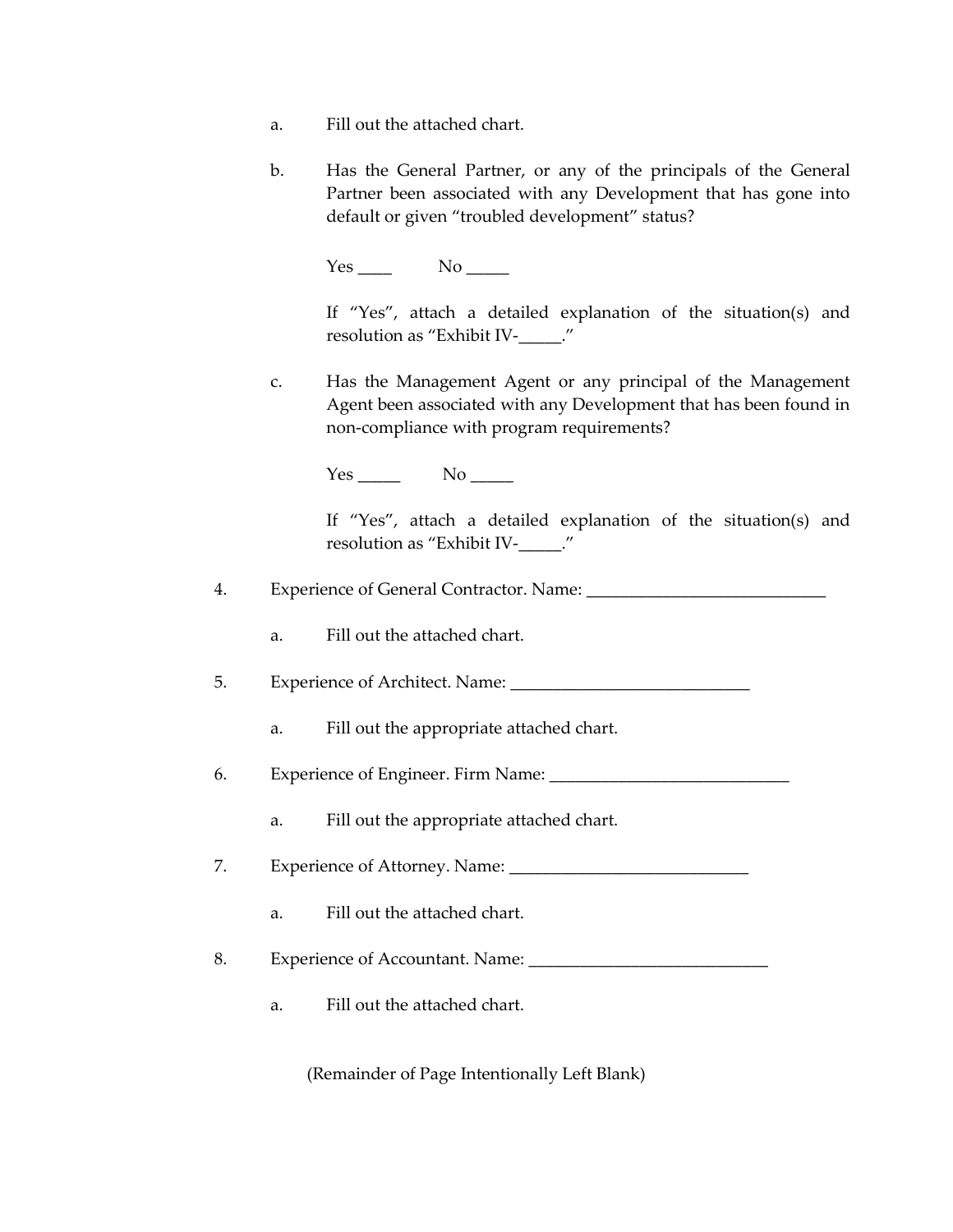a. Fill out the attached chart.

b. Has the General Partner, or any of the principals of the General Partner been associated with any Development that has gone into default or given "troubled development" status?

   Yes ____ No _____

   If "Yes", attach a detailed explanation of the situation(s) and resolution as "Exhibit IV-_____."

c. Has the Management Agent or any principal of the Management Agent been associated with any Development that has been found in non-compliance with program requirements?

   Yes _____ No _____

   If "Yes", attach a detailed explanation of the situation(s) and resolution as "Exhibit IV-_____."

4. Experience of General Contractor. Name: ____________________________

   a. Fill out the attached chart.

5. Experience of Architect. Name: ____________________________

   a. Fill out the appropriate attached chart.

6. Experience of Engineer. Firm Name: ____________________________

   a. Fill out the appropriate attached chart.

7. Experience of Attorney. Name: ____________________________

   a. Fill out the attached chart.

8. Experience of Accountant. Name: ____________________________

   a. Fill out the attached chart.

(Remainder of Page Intentionally Left Blank)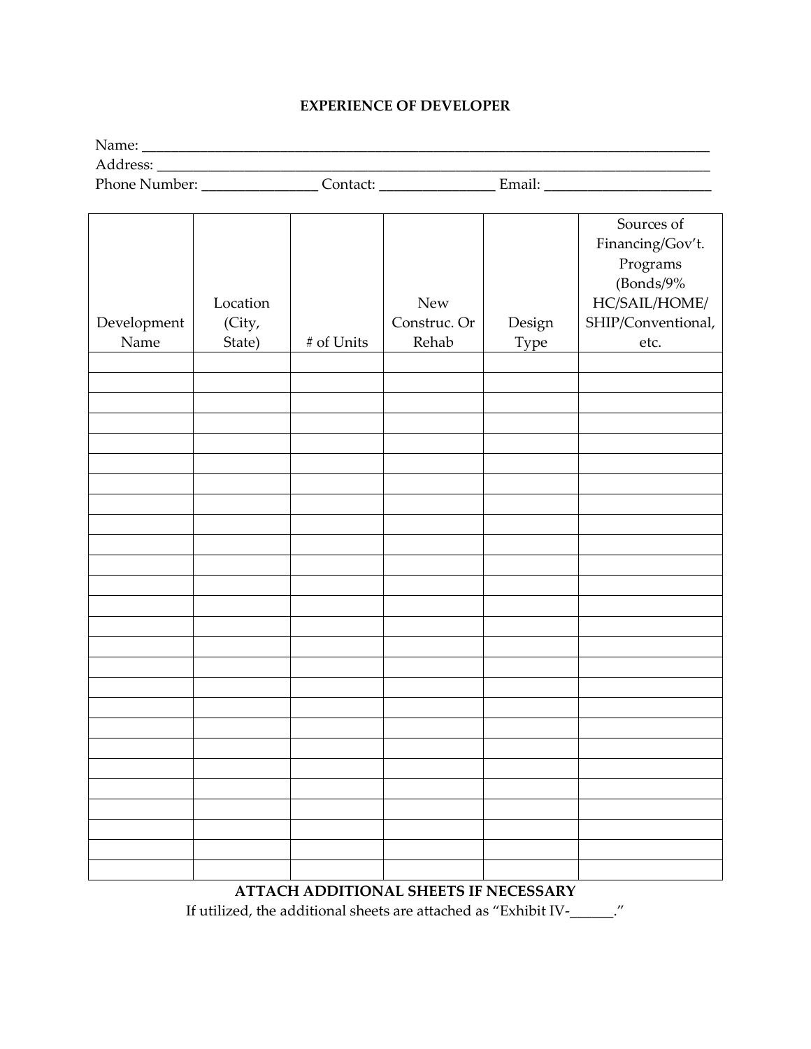**EXPERIENCE OF DEVELOPER**

Name: ________________________________________________________________________________
Address: ______________________________________________________________________________
Phone Number: ________________ Contact: ________________ Email: _______________________

| Development Name | Location (City, State) | # of Units | New Construc. Or Rehab | Design Type | Sources of Financing/Gov't. Programs (Bonds/9% HC/SAIL/HOME/ SHIP/Conventional, etc. |
|---|---|---|---|---|---|
| | | | | | |
| | | | | | |
| | | | | | |
| | | | | | |
| | | | | | |
| | | | | | |
| | | | | | |
| | | | | | |
| | | | | | |
| | | | | | |
| | | | | | |
| | | | | | |
| | | | | | |
| | | | | | |
| | | | | | |
| | | | | | |
| | | | | | |
| | | | | | |
| | | | | | |
| | | | | | |
| | | | | | |
| | | | | | |
| | | | | | |
| | | | | | |
| | | | | | |
| | | | | | |

**ATTACH ADDITIONAL SHEETS IF NECESSARY**

If utilized, the additional sheets are attached as "Exhibit IV-______."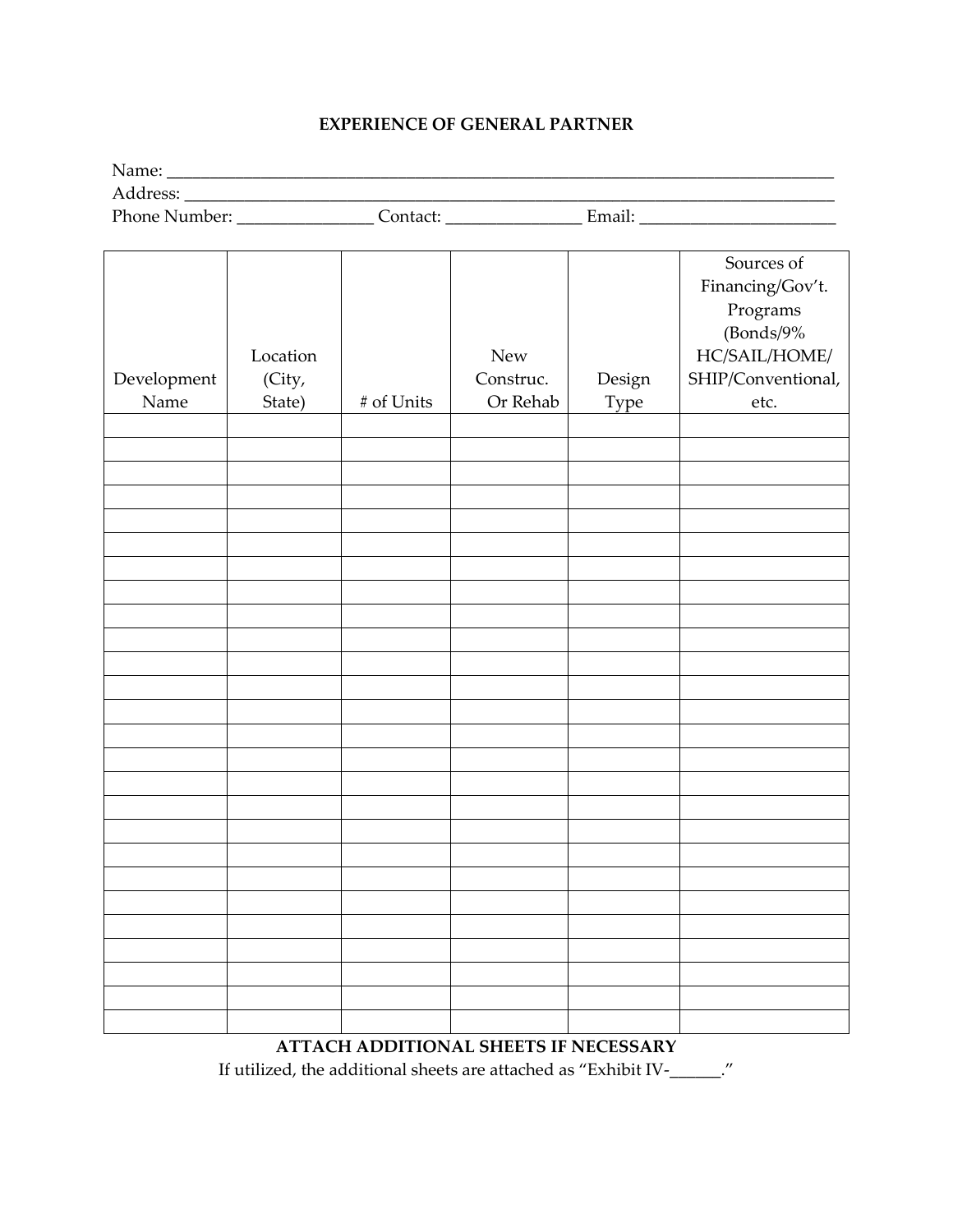## EXPERIENCE OF GENERAL PARTNER

Name: ____________________________________________________________________________

Address: __________________________________________________________________________

Phone Number: _______________ Contact: _______________ Email: ______________________

| Development Name | Location (City, State) | # of Units | New Construc. Or Rehab | Design Type | Sources of Financing/Gov't. Programs (Bonds/9% HC/SAIL/HOME/ SHIP/Conventional, etc. |
|---|---|---|---|---|---|
| | | | | | |
| | | | | | |
| | | | | | |
| | | | | | |
| | | | | | |
| | | | | | |
| | | | | | |
| | | | | | |
| | | | | | |
| | | | | | |
| | | | | | |
| | | | | | |
| | | | | | |
| | | | | | |
| | | | | | |
| | | | | | |
| | | | | | |
| | | | | | |
| | | | | | |
| | | | | | |
| | | | | | |
| | | | | | |
| | | | | | |
| | | | | | |
| | | | | | |
| | | | | | |

**ATTACH ADDITIONAL SHEETS IF NECESSARY**

If utilized, the additional sheets are attached as "Exhibit IV-______."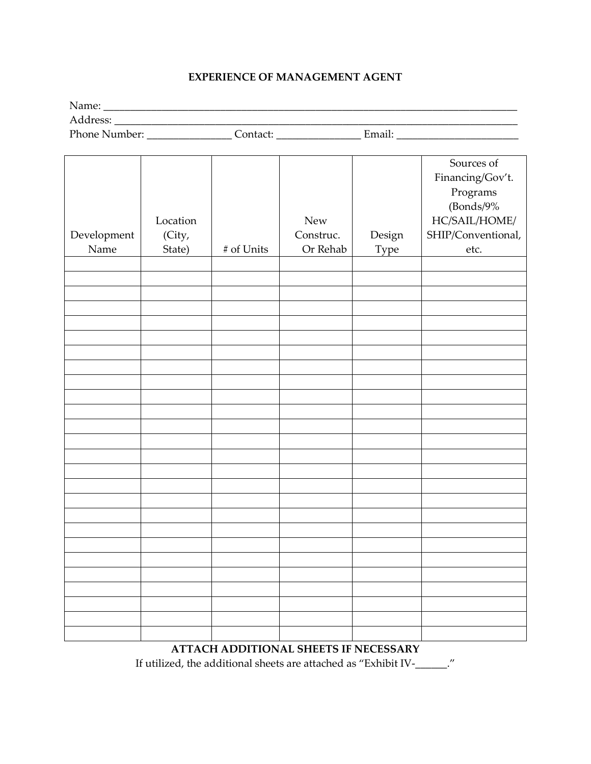# EXPERIENCE OF MANAGEMENT AGENT

Name: ________________________________________________________________________________

Address: ______________________________________________________________________________

Phone Number: ________________ Contact: ________________ Email: _______________________

| Development Name | Location (City, State) | # of Units | New Construc. Or Rehab | Design Type | Sources of Financing/Gov't. Programs (Bonds/9% HC/SAIL/HOME/ SHIP/Conventional, etc. |
|---|---|---|---|---|---|
| | | | | | |
| | | | | | |
| | | | | | |
| | | | | | |
| | | | | | |
| | | | | | |
| | | | | | |
| | | | | | |
| | | | | | |
| | | | | | |
| | | | | | |
| | | | | | |
| | | | | | |
| | | | | | |
| | | | | | |
| | | | | | |
| | | | | | |
| | | | | | |
| | | | | | |
| | | | | | |
| | | | | | |
| | | | | | |
| | | | | | |
| | | | | | |
| | | | | | |
| | | | | | |

**ATTACH ADDITIONAL SHEETS IF NECESSARY**

If utilized, the additional sheets are attached as "Exhibit IV-______."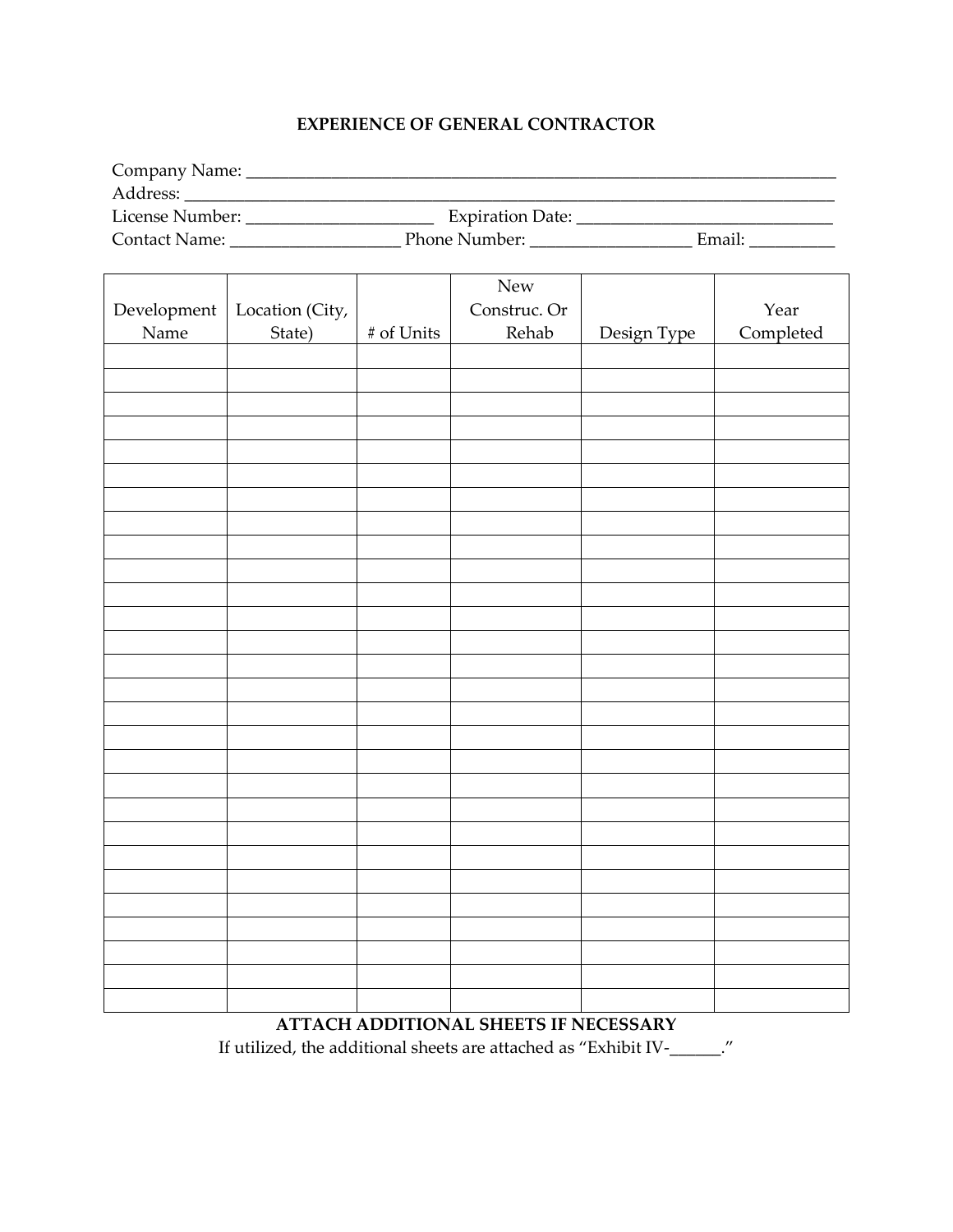**EXPERIENCE OF GENERAL CONTRACTOR**

Company Name: ______________________________________________________________________

Address: __________________________________________________________________________

License Number: _____________________ Expiration Date: ______________________________

Contact Name: ___________________ Phone Number: __________________ Email: __________

| Development Name | Location (City, State) | # of Units | New Construc. Or Rehab | Design Type | Year Completed |
| --- | --- | --- | --- | --- | --- |
| | | | | | |
| | | | | | |
| | | | | | |
| | | | | | |
| | | | | | |
| | | | | | |
| | | | | | |
| | | | | | |
| | | | | | |
| | | | | | |
| | | | | | |
| | | | | | |
| | | | | | |
| | | | | | |
| | | | | | |
| | | | | | |
| | | | | | |
| | | | | | |
| | | | | | |
| | | | | | |
| | | | | | |
| | | | | | |
| | | | | | |
| | | | | | |
| | | | | | |
| | | | | | |
| | | | | | |
| | | | | | |

**ATTACH ADDITIONAL SHEETS IF NECESSARY**

If utilized, the additional sheets are attached as "Exhibit IV-______."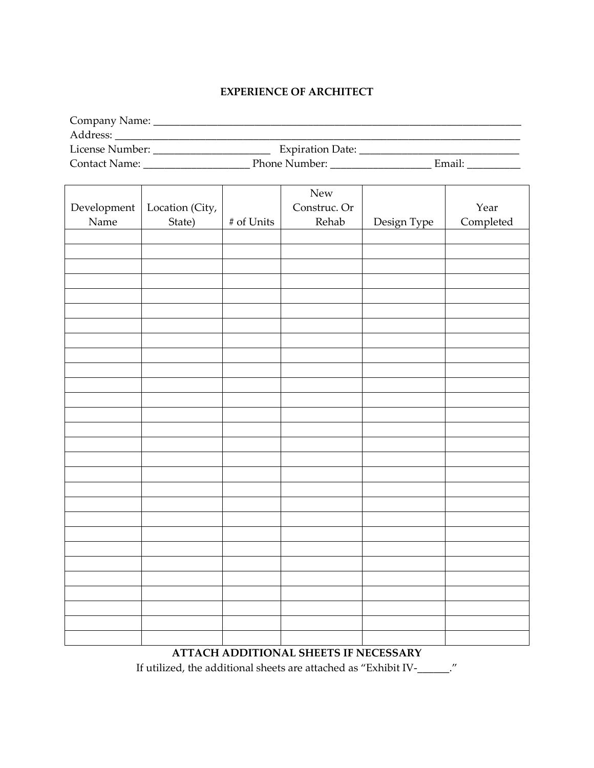# EXPERIENCE OF ARCHITECT

Company Name: ___________________________________________________________________

Address: _______________________________________________________________________

License Number: _____________________ Expiration Date: _____________________________

Contact Name: ___________________ Phone Number: __________________ Email: _________

| Development Name | Location (City, State) | # of Units | New Construc. Or Rehab | Design Type | Year Completed |
|---|---|---|---|---|---|
| | | | | | |
| | | | | | |
| | | | | | |
| | | | | | |
| | | | | | |
| | | | | | |
| | | | | | |
| | | | | | |
| | | | | | |
| | | | | | |
| | | | | | |
| | | | | | |
| | | | | | |
| | | | | | |
| | | | | | |
| | | | | | |
| | | | | | |
| | | | | | |
| | | | | | |
| | | | | | |
| | | | | | |
| | | | | | |
| | | | | | |
| | | | | | |
| | | | | | |
| | | | | | |
| | | | | | |
| | | | | | |
| | | | | | |
| | | | | | |
| | | | | | |

**ATTACH ADDITIONAL SHEETS IF NECESSARY**

If utilized, the additional sheets are attached as "Exhibit IV-______."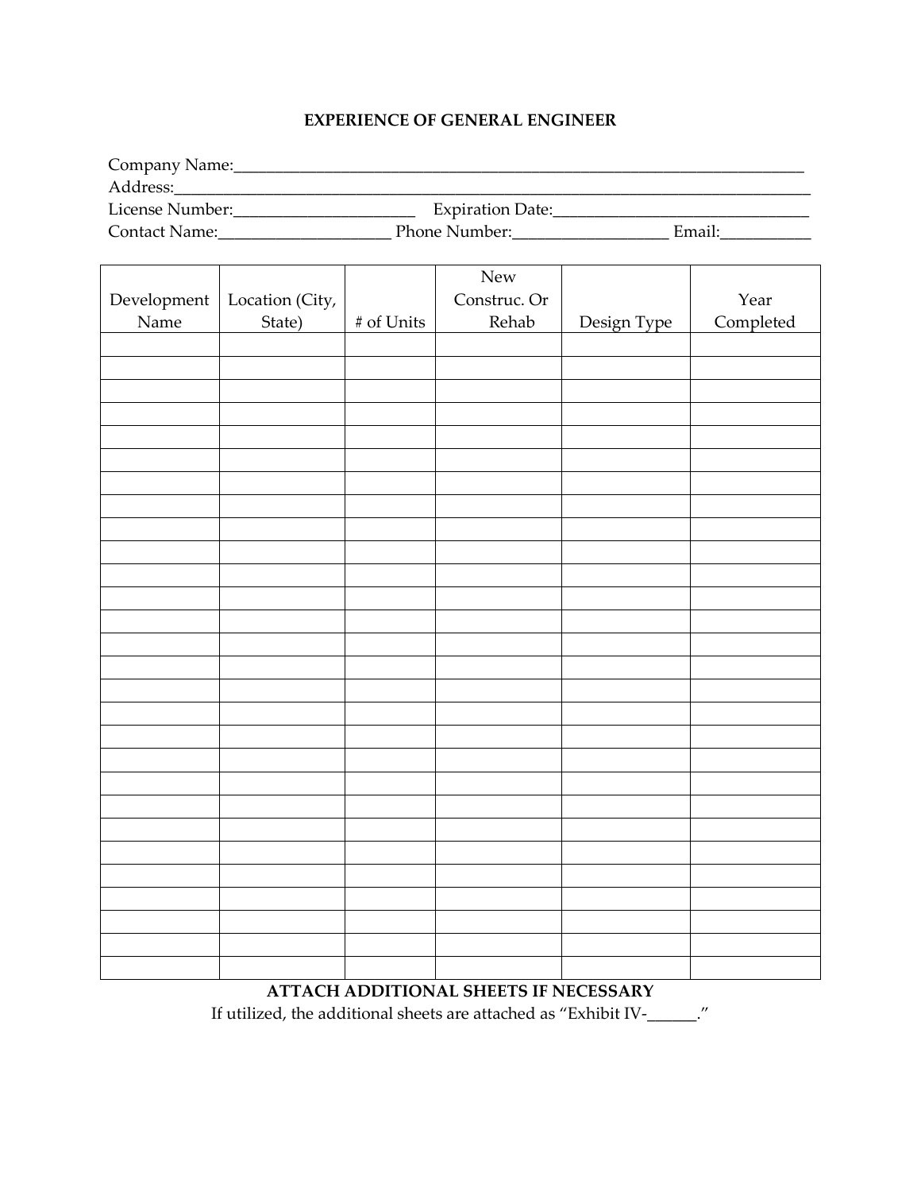# EXPERIENCE OF GENERAL ENGINEER

Company Name:___________________________________________________________________

Address:_________________________________________________________________________

License Number:_____________________ Expiration Date:______________________________

Contact Name:____________________ Phone Number:__________________ Email:__________

| Development Name | Location (City, State) | # of Units | New Construc. Or Rehab | Design Type | Year Completed |
|---|---|---|---|---|---|
| | | | | | |
| | | | | | |
| | | | | | |
| | | | | | |
| | | | | | |
| | | | | | |
| | | | | | |
| | | | | | |
| | | | | | |
| | | | | | |
| | | | | | |
| | | | | | |
| | | | | | |
| | | | | | |
| | | | | | |
| | | | | | |
| | | | | | |
| | | | | | |
| | | | | | |
| | | | | | |
| | | | | | |
| | | | | | |
| | | | | | |
| | | | | | |
| | | | | | |
| | | | | | |
| | | | | | |
| | | | | | |

**ATTACH ADDITIONAL SHEETS IF NECESSARY**

If utilized, the additional sheets are attached as "Exhibit IV-______."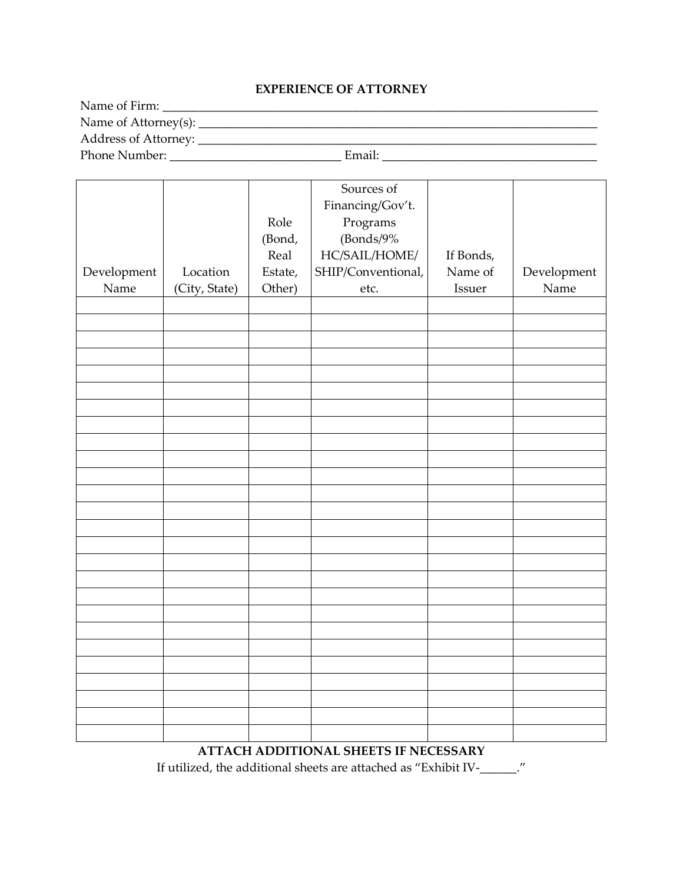## EXPERIENCE OF ATTORNEY

Name of Firm: ___________________________________________________________________________

Name of Attorney(s): _____________________________________________________________________

Address of Attorney: _____________________________________________________________________

Phone Number: ____________________________ Email: ___________________________________

| Development Name | Location (City, State) | Role (Bond, Real Estate, Other) | Sources of Financing/Gov't. Programs (Bonds/9% HC/SAIL/HOME/ SHIP/Conventional, etc. | If Bonds, Name of Issuer | Development Name |
|---|---|---|---|---|---|
| | | | | | |
| | | | | | |
| | | | | | |
| | | | | | |
| | | | | | |
| | | | | | |
| | | | | | |
| | | | | | |
| | | | | | |
| | | | | | |
| | | | | | |
| | | | | | |
| | | | | | |
| | | | | | |
| | | | | | |
| | | | | | |
| | | | | | |
| | | | | | |
| | | | | | |
| | | | | | |
| | | | | | |
| | | | | | |
| | | | | | |
| | | | | | |
| | | | | | |
| | | | | | |

**ATTACH ADDITIONAL SHEETS IF NECESSARY**

If utilized, the additional sheets are attached as "Exhibit IV-______."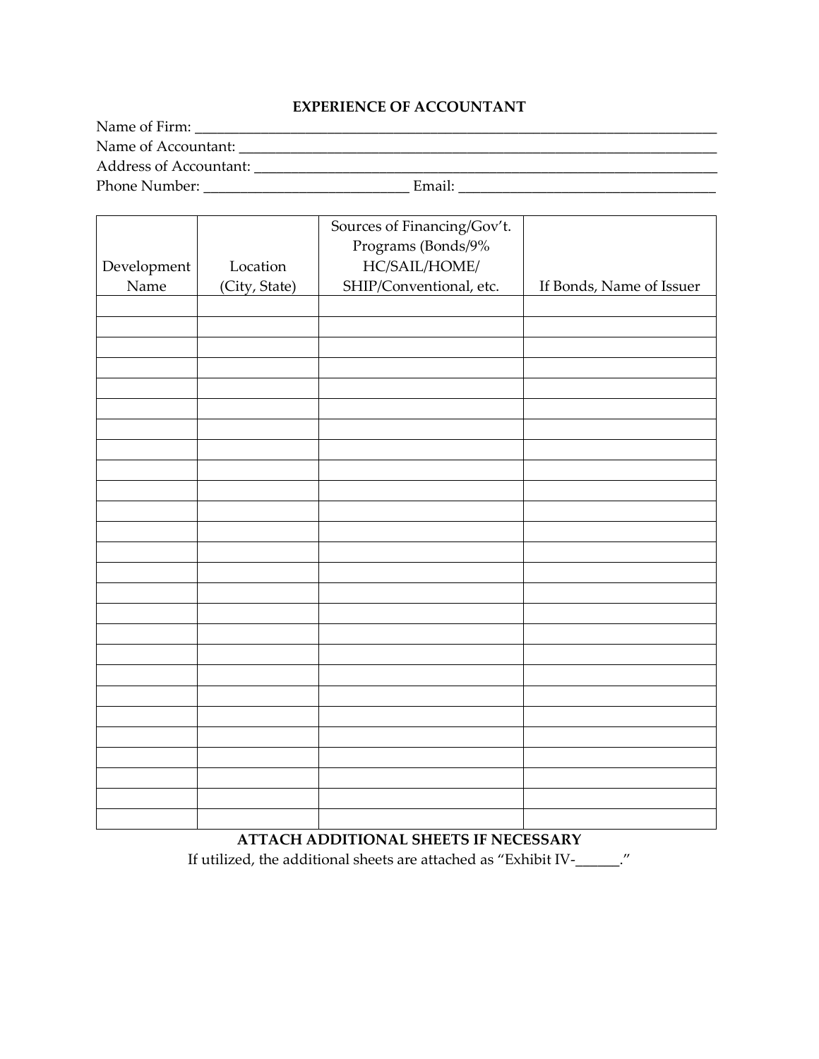## EXPERIENCE OF ACCOUNTANT

Name of Firm: ___________________________________________________________________________

Name of Accountant: _____________________________________________________________________

Address of Accountant: ___________________________________________________________________

Phone Number: ____________________________ Email: __________________________________

| Development Name | Location (City, State) | Sources of Financing/Gov't. Programs (Bonds/9% HC/SAIL/HOME/ SHIP/Conventional, etc. | If Bonds, Name of Issuer |
|---|---|---|---|
| | | | |
| | | | |
| | | | |
| | | | |
| | | | |
| | | | |
| | | | |
| | | | |
| | | | |
| | | | |
| | | | |
| | | | |
| | | | |
| | | | |
| | | | |
| | | | |
| | | | |
| | | | |
| | | | |
| | | | |
| | | | |
| | | | |
| | | | |
| | | | |
| | | | |
| | | | |

**ATTACH ADDITIONAL SHEETS IF NECESSARY**

If utilized, the additional sheets are attached as "Exhibit IV-______."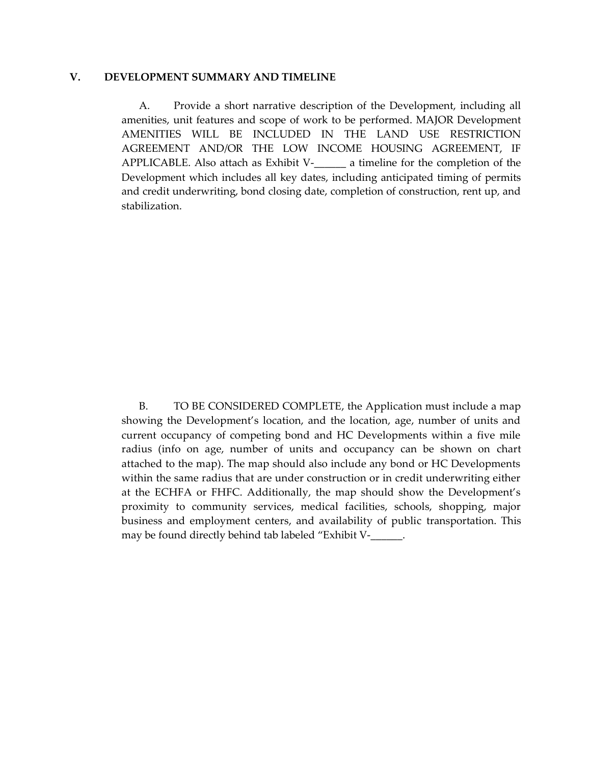## V. DEVELOPMENT SUMMARY AND TIMELINE

A. Provide a short narrative description of the Development, including all amenities, unit features and scope of work to be performed. MAJOR Development AMENITIES WILL BE INCLUDED IN THE LAND USE RESTRICTION AGREEMENT AND/OR THE LOW INCOME HOUSING AGREEMENT, IF APPLICABLE. Also attach as Exhibit V-______ a timeline for the completion of the Development which includes all key dates, including anticipated timing of permits and credit underwriting, bond closing date, completion of construction, rent up, and stabilization.

B. TO BE CONSIDERED COMPLETE, the Application must include a map showing the Development's location, and the location, age, number of units and current occupancy of competing bond and HC Developments within a five mile radius (info on age, number of units and occupancy can be shown on chart attached to the map). The map should also include any bond or HC Developments within the same radius that are under construction or in credit underwriting either at the ECHFA or FHFC. Additionally, the map should show the Development's proximity to community services, medical facilities, schools, shopping, major business and employment centers, and availability of public transportation. This may be found directly behind tab labeled "Exhibit V-______.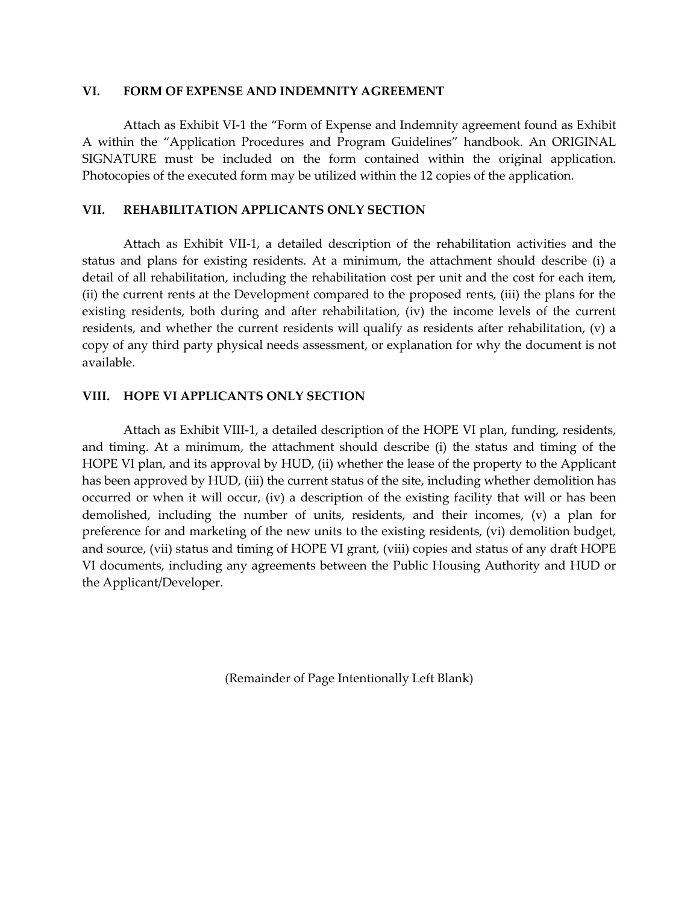## VI. FORM OF EXPENSE AND INDEMNITY AGREEMENT

Attach as Exhibit VI-1 the "Form of Expense and Indemnity agreement found as Exhibit A within the "Application Procedures and Program Guidelines" handbook. An ORIGINAL SIGNATURE must be included on the form contained within the original application. Photocopies of the executed form may be utilized within the 12 copies of the application.

## VII. REHABILITATION APPLICANTS ONLY SECTION

Attach as Exhibit VII-1, a detailed description of the rehabilitation activities and the status and plans for existing residents. At a minimum, the attachment should describe (i) a detail of all rehabilitation, including the rehabilitation cost per unit and the cost for each item, (ii) the current rents at the Development compared to the proposed rents, (iii) the plans for the existing residents, both during and after rehabilitation, (iv) the income levels of the current residents, and whether the current residents will qualify as residents after rehabilitation, (v) a copy of any third party physical needs assessment, or explanation for why the document is not available.

## VIII. HOPE VI APPLICANTS ONLY SECTION

Attach as Exhibit VIII-1, a detailed description of the HOPE VI plan, funding, residents, and timing. At a minimum, the attachment should describe (i) the status and timing of the HOPE VI plan, and its approval by HUD, (ii) whether the lease of the property to the Applicant has been approved by HUD, (iii) the current status of the site, including whether demolition has occurred or when it will occur, (iv) a description of the existing facility that will or has been demolished, including the number of units, residents, and their incomes, (v) a plan for preference for and marketing of the new units to the existing residents, (vi) demolition budget, and source, (vii) status and timing of HOPE VI grant, (viii) copies and status of any draft HOPE VI documents, including any agreements between the Public Housing Authority and HUD or the Applicant/Developer.

(Remainder of Page Intentionally Left Blank)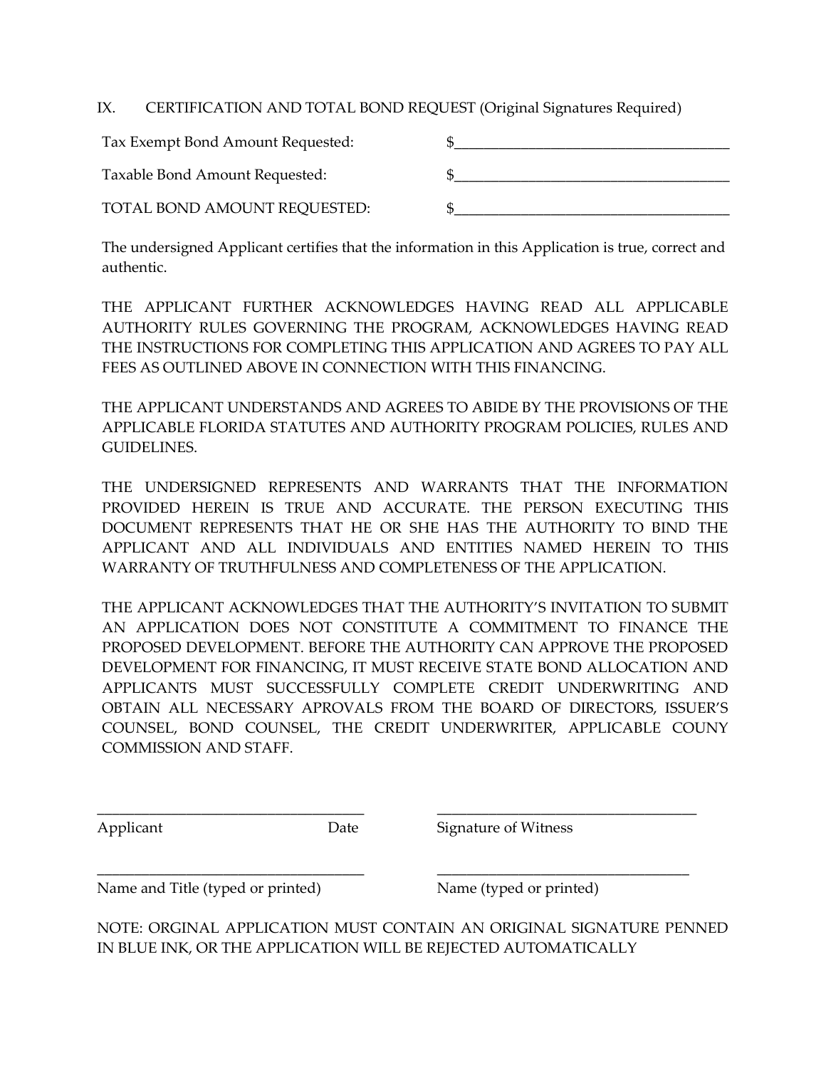## IX. CERTIFICATION AND TOTAL BOND REQUEST (Original Signatures Required)

Tax Exempt Bond Amount Requested: $_____________________________________

Taxable Bond Amount Requested: $_____________________________________

TOTAL BOND AMOUNT REQUESTED: $_____________________________________

The undersigned Applicant certifies that the information in this Application is true, correct and authentic.

THE APPLICANT FURTHER ACKNOWLEDGES HAVING READ ALL APPLICABLE AUTHORITY RULES GOVERNING THE PROGRAM, ACKNOWLEDGES HAVING READ THE INSTRUCTIONS FOR COMPLETING THIS APPLICATION AND AGREES TO PAY ALL FEES AS OUTLINED ABOVE IN CONNECTION WITH THIS FINANCING.

THE APPLICANT UNDERSTANDS AND AGREES TO ABIDE BY THE PROVISIONS OF THE APPLICABLE FLORIDA STATUTES AND AUTHORITY PROGRAM POLICIES, RULES AND GUIDELINES.

THE UNDERSIGNED REPRESENTS AND WARRANTS THAT THE INFORMATION PROVIDED HEREIN IS TRUE AND ACCURATE. THE PERSON EXECUTING THIS DOCUMENT REPRESENTS THAT HE OR SHE HAS THE AUTHORITY TO BIND THE APPLICANT AND ALL INDIVIDUALS AND ENTITIES NAMED HEREIN TO THIS WARRANTY OF TRUTHFULNESS AND COMPLETENESS OF THE APPLICATION.

THE APPLICANT ACKNOWLEDGES THAT THE AUTHORITY'S INVITATION TO SUBMIT AN APPLICATION DOES NOT CONSTITUTE A COMMITMENT TO FINANCE THE PROPOSED DEVELOPMENT. BEFORE THE AUTHORITY CAN APPROVE THE PROPOSED DEVELOPMENT FOR FINANCING, IT MUST RECEIVE STATE BOND ALLOCATION AND APPLICANTS MUST SUCCESSFULLY COMPLETE CREDIT UNDERWRITING AND OBTAIN ALL NECESSARY APROVALS FROM THE BOARD OF DIRECTORS, ISSUER'S COUNSEL, BOND COUNSEL, THE CREDIT UNDERWRITER, APPLICABLE COUNY COMMISSION AND STAFF.

_____________________________________ _____________________________________

Applicant Date Signature of Witness

_____________________________________ _____________________________________

Name and Title (typed or printed) Name (typed or printed)

NOTE: ORGINAL APPLICATION MUST CONTAIN AN ORIGINAL SIGNATURE PENNED IN BLUE INK, OR THE APPLICATION WILL BE REJECTED AUTOMATICALLY